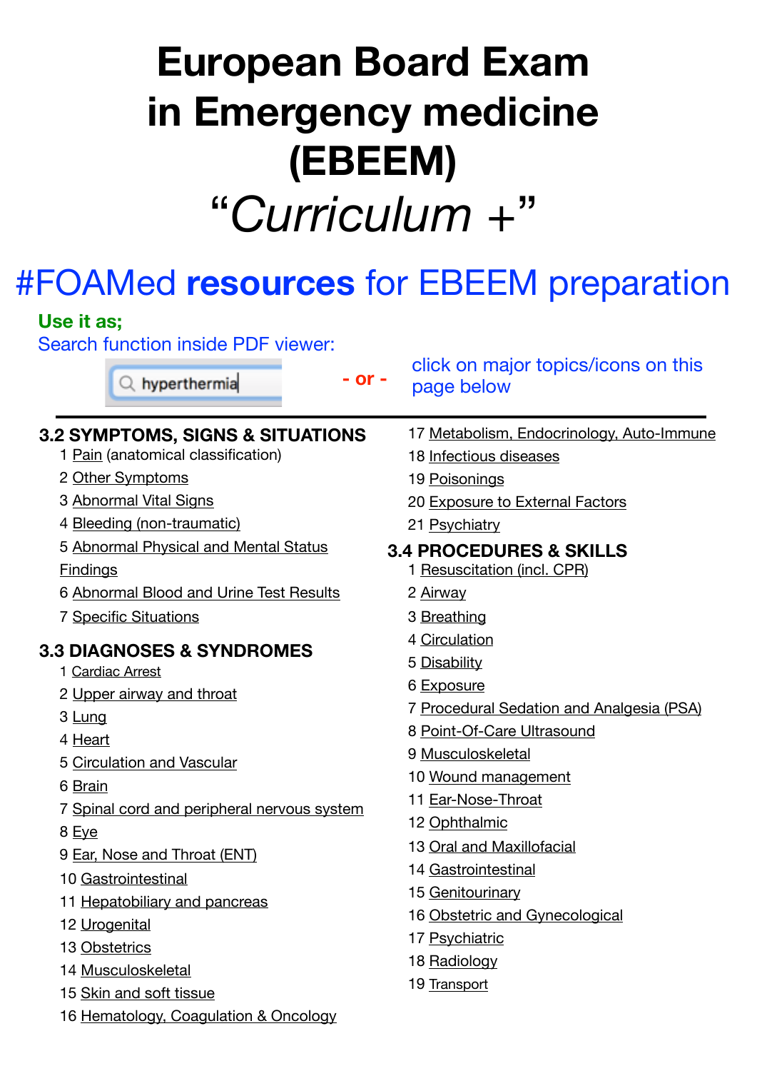# European Board Exam in Emergency medicine (EBEEM)

# *"Curriculum +"*

## #FOAMed **resources** for EBEEM preparation

**Use it as;**

Search function inside PDF viewer: hyperthermia - or - click on major topics/icons on this page below

---

### 3.2 SYMPTOMS, SIGNS & SITUATIONS

1 Pain (anatomical classification)
2 Other Symptoms
3 Abnormal Vital Signs
4 Bleeding (non-traumatic)
5 Abnormal Physical and Mental Status Findings
6 Abnormal Blood and Urine Test Results
7 Specific Situations

### 3.3 DIAGNOSES & SYNDROMES

1 Cardiac Arrest
2 Upper airway and throat
3 Lung
4 Heart
5 Circulation and Vascular
6 Brain
7 Spinal cord and peripheral nervous system
8 Eye
9 Ear, Nose and Throat (ENT)
10 Gastrointestinal
11 Hepatobiliary and pancreas
12 Urogenital
13 Obstetrics
14 Musculoskeletal
15 Skin and soft tissue
16 Hematology, Coagulation & Oncology
17 Metabolism, Endocrinology, Auto-Immune
18 Infectious diseases
19 Poisonings
20 Exposure to External Factors
21 Psychiatry

### 3.4 PROCEDURES & SKILLS

1 Resuscitation (incl. CPR)
2 Airway
3 Breathing
4 Circulation
5 Disability
6 Exposure
7 Procedural Sedation and Analgesia (PSA)
8 Point-Of-Care Ultrasound
9 Musculoskeletal
10 Wound management
11 Ear-Nose-Throat
12 Ophthalmic
13 Oral and Maxillofacial
14 Gastrointestinal
15 Genitourinary
16 Obstetric and Gynecological
17 Psychiatric
18 Radiology
19 Transport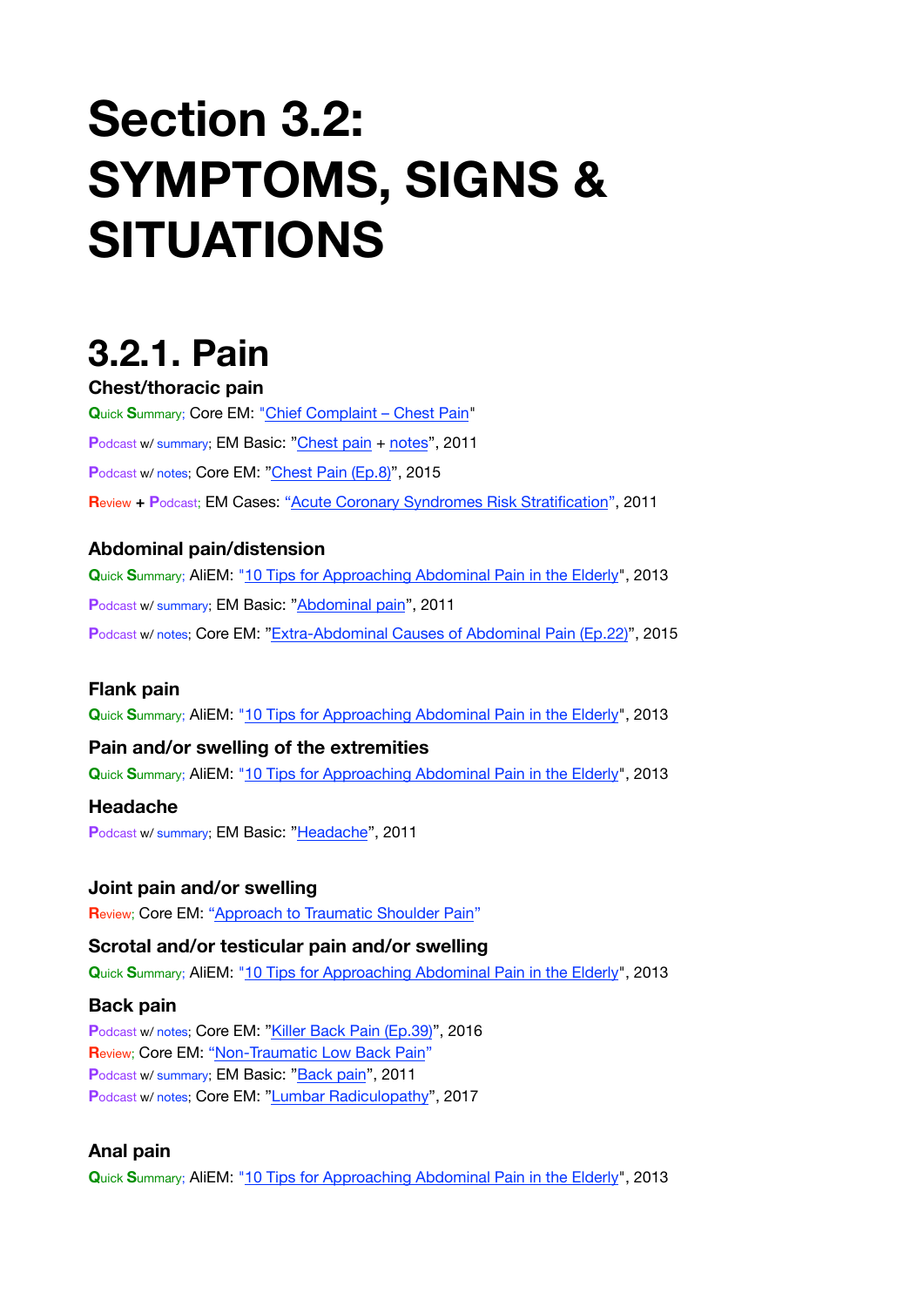# Section 3.2: SYMPTOMS, SIGNS & SITUATIONS

## 3.2.1. Pain

### Chest/thoracic pain

Quick Summary; Core EM: "Chief Complaint – Chest Pain"

Podcast w/ summary; EM Basic: "Chest pain + notes", 2011

Podcast w/ notes; Core EM: "Chest Pain (Ep.8)", 2015

Review + Podcast; EM Cases: "Acute Coronary Syndromes Risk Stratification", 2011

### Abdominal pain/distension

Quick Summary; AliEM: "10 Tips for Approaching Abdominal Pain in the Elderly", 2013

Podcast w/ summary; EM Basic: "Abdominal pain", 2011

Podcast w/ notes; Core EM: "Extra-Abdominal Causes of Abdominal Pain (Ep.22)", 2015

### Flank pain

Quick Summary; AliEM: "10 Tips for Approaching Abdominal Pain in the Elderly", 2013

### Pain and/or swelling of the extremities

Quick Summary; AliEM: "10 Tips for Approaching Abdominal Pain in the Elderly", 2013

### Headache

Podcast w/ summary; EM Basic: "Headache", 2011

### Joint pain and/or swelling

Review; Core EM: "Approach to Traumatic Shoulder Pain"

### Scrotal and/or testicular pain and/or swelling

Quick Summary; AliEM: "10 Tips for Approaching Abdominal Pain in the Elderly", 2013

### Back pain

Podcast w/ notes; Core EM: "Killer Back Pain (Ep.39)", 2016
Review; Core EM: "Non-Traumatic Low Back Pain"
Podcast w/ summary; EM Basic: "Back pain", 2011
Podcast w/ notes; Core EM: "Lumbar Radiculopathy", 2017

### Anal pain

Quick Summary; AliEM: "10 Tips for Approaching Abdominal Pain in the Elderly", 2013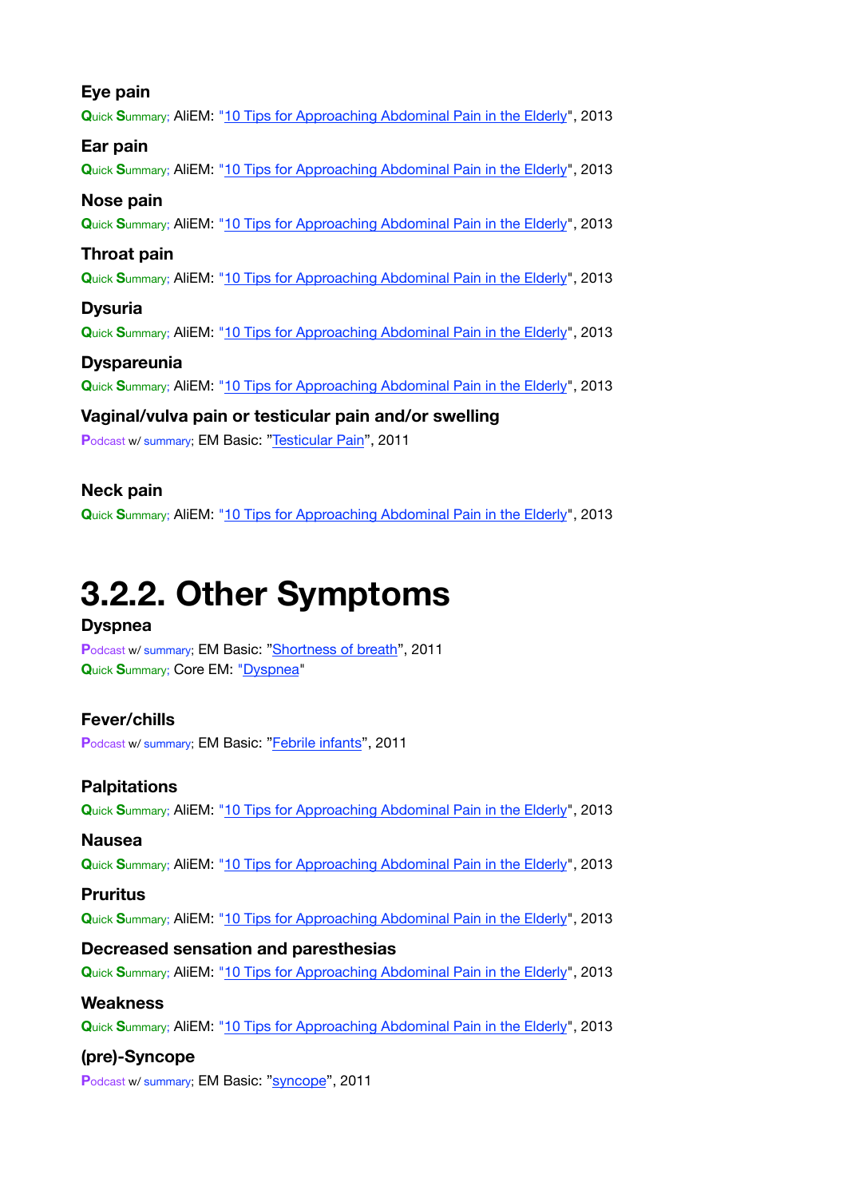### Eye pain

**Q**uick **S**ummary; AliEM: "[10 Tips for Approaching Abdominal Pain in the Elderly]", 2013

### Ear pain

**Q**uick **S**ummary; AliEM: "[10 Tips for Approaching Abdominal Pain in the Elderly]", 2013

### Nose pain

**Q**uick **S**ummary; AliEM: "[10 Tips for Approaching Abdominal Pain in the Elderly]", 2013

### Throat pain

**Q**uick **S**ummary; AliEM: "[10 Tips for Approaching Abdominal Pain in the Elderly]", 2013

### Dysuria

**Q**uick **S**ummary; AliEM: "[10 Tips for Approaching Abdominal Pain in the Elderly]", 2013

### Dyspareunia

**Q**uick **S**ummary; AliEM: "[10 Tips for Approaching Abdominal Pain in the Elderly]", 2013

### Vaginal/vulva pain or testicular pain and/or swelling

**P**odcast w/ summary; EM Basic: "[Testicular Pain]", 2011

### Neck pain

**Q**uick **S**ummary; AliEM: "[10 Tips for Approaching Abdominal Pain in the Elderly]", 2013

# 3.2.2. Other Symptoms

### Dyspnea

**P**odcast w/ summary; EM Basic: "[Shortness of breath]", 2011
**Q**uick **S**ummary; Core EM: "[Dyspnea]"

### Fever/chills

**P**odcast w/ summary; EM Basic: "[Febrile infants]", 2011

### Palpitations

**Q**uick **S**ummary; AliEM: "[10 Tips for Approaching Abdominal Pain in the Elderly]", 2013

### Nausea

**Q**uick **S**ummary; AliEM: "[10 Tips for Approaching Abdominal Pain in the Elderly]", 2013

### Pruritus

**Q**uick **S**ummary; AliEM: "[10 Tips for Approaching Abdominal Pain in the Elderly]", 2013

### Decreased sensation and paresthesias

**Q**uick **S**ummary; AliEM: "[10 Tips for Approaching Abdominal Pain in the Elderly]", 2013

### Weakness

**Q**uick **S**ummary; AliEM: "[10 Tips for Approaching Abdominal Pain in the Elderly]", 2013

### (pre)-Syncope

**P**odcast w/ summary; EM Basic: "[syncope]", 2011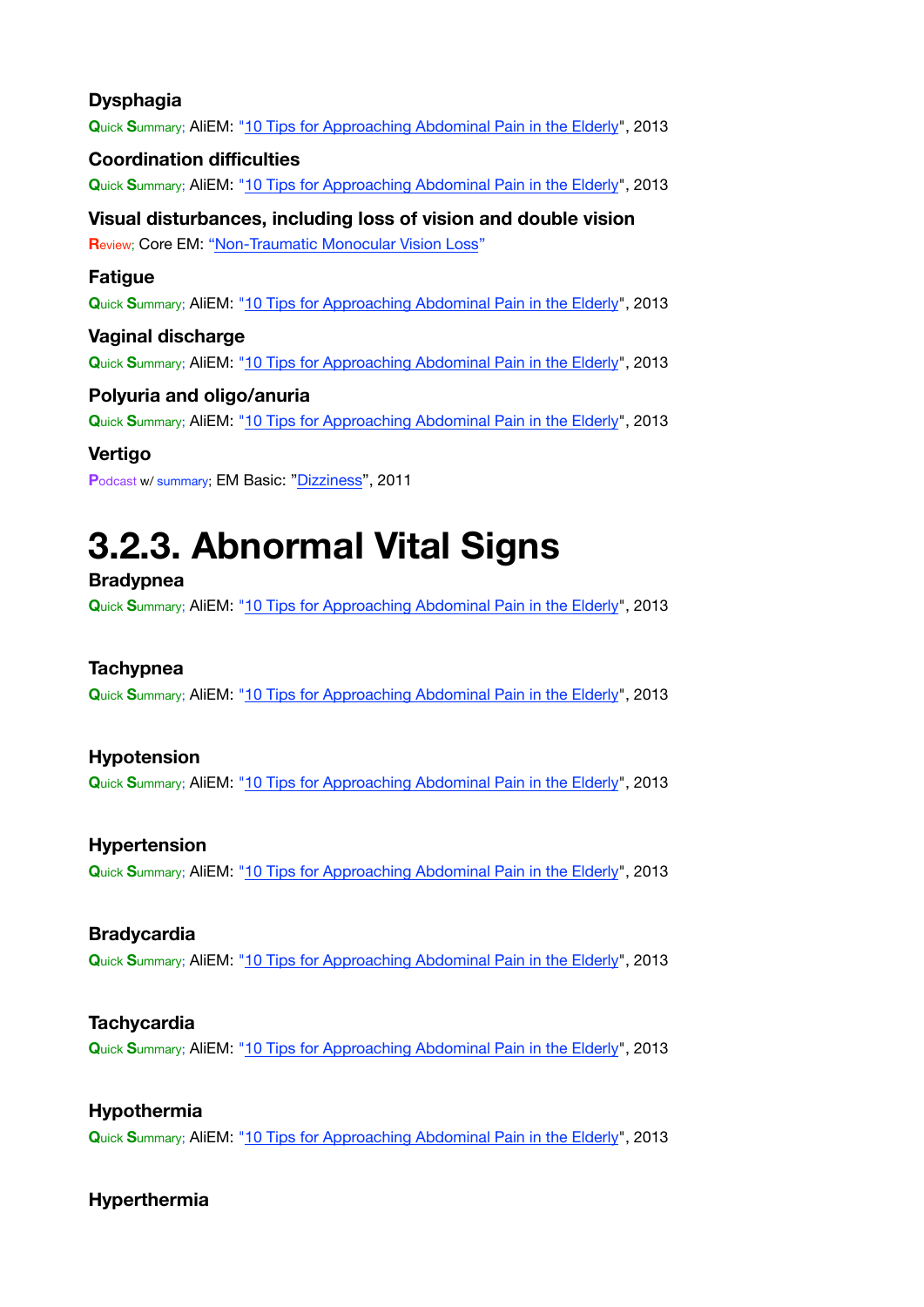### Dysphagia

**Q**uick **S**ummary; AliEM: "[10 Tips for Approaching Abdominal Pain in the Elderly]", 2013

### Coordination difficulties

**Q**uick **S**ummary; AliEM: "[10 Tips for Approaching Abdominal Pain in the Elderly]", 2013

### Visual disturbances, including loss of vision and double vision

**R**eview; Core EM: "[Non-Traumatic Monocular Vision Loss]"

### Fatigue

**Q**uick **S**ummary; AliEM: "[10 Tips for Approaching Abdominal Pain in the Elderly]", 2013

### Vaginal discharge

**Q**uick **S**ummary; AliEM: "[10 Tips for Approaching Abdominal Pain in the Elderly]", 2013

### Polyuria and oligo/anuria

**Q**uick **S**ummary; AliEM: "[10 Tips for Approaching Abdominal Pain in the Elderly]", 2013

### Vertigo

**P**odcast w/ summary; EM Basic: "[Dizziness]", 2011

# 3.2.3. Abnormal Vital Signs

### Bradypnea

**Q**uick **S**ummary; AliEM: "[10 Tips for Approaching Abdominal Pain in the Elderly]", 2013

### Tachypnea

**Q**uick **S**ummary; AliEM: "[10 Tips for Approaching Abdominal Pain in the Elderly]", 2013

### Hypotension

**Q**uick **S**ummary; AliEM: "[10 Tips for Approaching Abdominal Pain in the Elderly]", 2013

### Hypertension

**Q**uick **S**ummary; AliEM: "[10 Tips for Approaching Abdominal Pain in the Elderly]", 2013

### Bradycardia

**Q**uick **S**ummary; AliEM: "[10 Tips for Approaching Abdominal Pain in the Elderly]", 2013

### Tachycardia

**Q**uick **S**ummary; AliEM: "[10 Tips for Approaching Abdominal Pain in the Elderly]", 2013

### Hypothermia

**Q**uick **S**ummary; AliEM: "[10 Tips for Approaching Abdominal Pain in the Elderly]", 2013

### Hyperthermia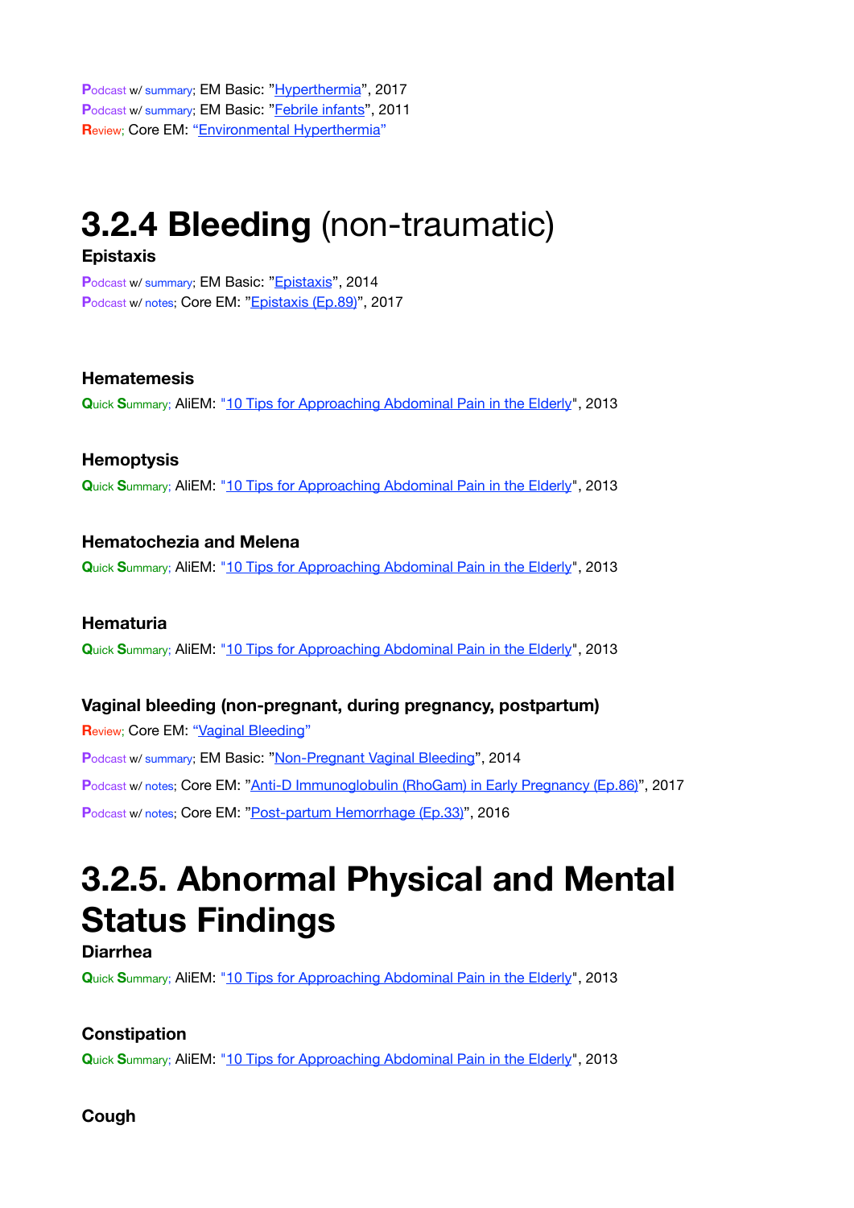Podcast w/ summary; EM Basic: "Hyperthermia", 2017
Podcast w/ summary; EM Basic: "Febrile infants", 2011
Review; Core EM: "Environmental Hyperthermia"

# 3.2.4 Bleeding (non-traumatic)

### Epistaxis

Podcast w/ summary; EM Basic: "Epistaxis", 2014
Podcast w/ notes; Core EM: "Epistaxis (Ep.89)", 2017

### Hematemesis

Quick Summary; AliEM: "10 Tips for Approaching Abdominal Pain in the Elderly", 2013

### Hemoptysis

Quick Summary; AliEM: "10 Tips for Approaching Abdominal Pain in the Elderly", 2013

### Hematochezia and Melena

Quick Summary; AliEM: "10 Tips for Approaching Abdominal Pain in the Elderly", 2013

### Hematuria

Quick Summary; AliEM: "10 Tips for Approaching Abdominal Pain in the Elderly", 2013

### Vaginal bleeding (non-pregnant, during pregnancy, postpartum)

Review; Core EM: "Vaginal Bleeding"

Podcast w/ summary; EM Basic: "Non-Pregnant Vaginal Bleeding", 2014

Podcast w/ notes; Core EM: "Anti-D Immunoglobulin (RhoGam) in Early Pregnancy (Ep.86)", 2017

Podcast w/ notes; Core EM: "Post-partum Hemorrhage (Ep.33)", 2016

# 3.2.5. Abnormal Physical and Mental Status Findings

### Diarrhea

Quick Summary; AliEM: "10 Tips for Approaching Abdominal Pain in the Elderly", 2013

### Constipation

Quick Summary; AliEM: "10 Tips for Approaching Abdominal Pain in the Elderly", 2013

### Cough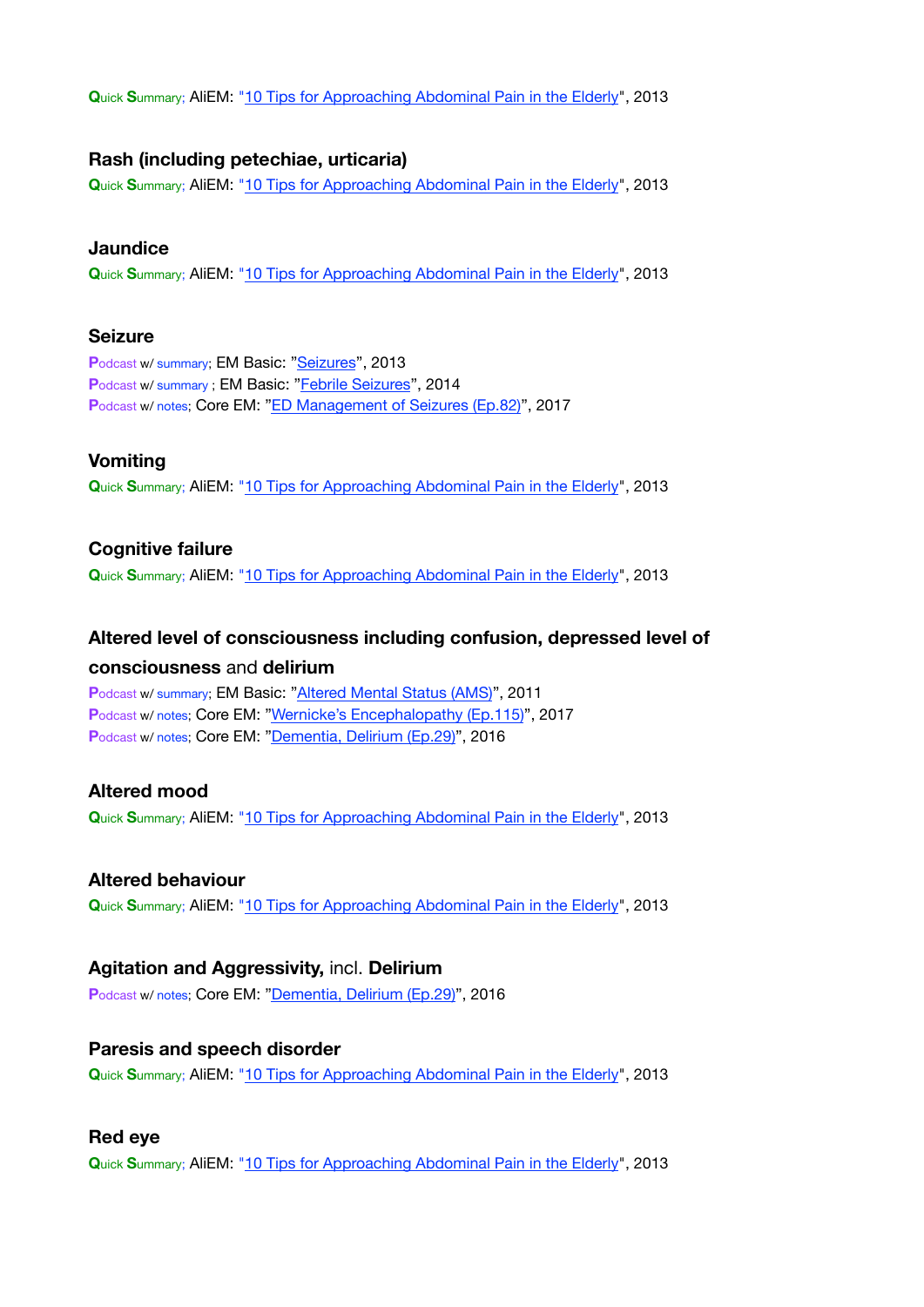**Q**uick **S**ummary; AliEM: "10 Tips for Approaching Abdominal Pain in the Elderly", 2013

### Rash (including petechiae, urticaria)

**Q**uick **S**ummary; AliEM: "10 Tips for Approaching Abdominal Pain in the Elderly", 2013

### Jaundice

**Q**uick **S**ummary; AliEM: "10 Tips for Approaching Abdominal Pain in the Elderly", 2013

### Seizure

**P**odcast w/ summary; EM Basic: "Seizures", 2013
**P**odcast w/ summary ; EM Basic: "Febrile Seizures", 2014
**P**odcast w/ notes; Core EM: "ED Management of Seizures (Ep.82)", 2017

### Vomiting

**Q**uick **S**ummary; AliEM: "10 Tips for Approaching Abdominal Pain in the Elderly", 2013

### Cognitive failure

**Q**uick **S**ummary; AliEM: "10 Tips for Approaching Abdominal Pain in the Elderly", 2013

### Altered level of consciousness including confusion, depressed level of consciousness and delirium

**P**odcast w/ summary; EM Basic: "Altered Mental Status (AMS)", 2011
**P**odcast w/ notes; Core EM: "Wernicke's Encephalopathy (Ep.115)", 2017
**P**odcast w/ notes; Core EM: "Dementia, Delirium (Ep.29)", 2016

### Altered mood

**Q**uick **S**ummary; AliEM: "10 Tips for Approaching Abdominal Pain in the Elderly", 2013

### Altered behaviour

**Q**uick **S**ummary; AliEM: "10 Tips for Approaching Abdominal Pain in the Elderly", 2013

### Agitation and Aggressivity, incl. Delirium

**P**odcast w/ notes; Core EM: "Dementia, Delirium (Ep.29)", 2016

### Paresis and speech disorder

**Q**uick **S**ummary; AliEM: "10 Tips for Approaching Abdominal Pain in the Elderly", 2013

### Red eye

**Q**uick **S**ummary; AliEM: "10 Tips for Approaching Abdominal Pain in the Elderly", 2013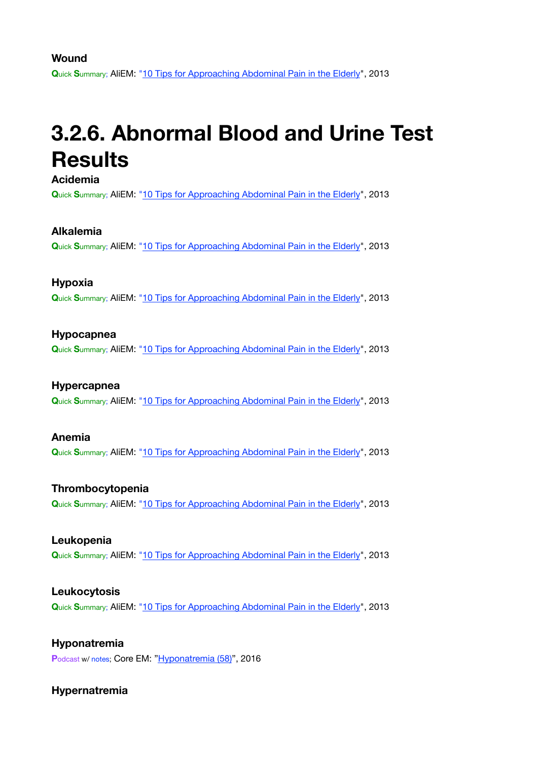**Wound**

Quick Summary; AliEM: "10 Tips for Approaching Abdominal Pain in the Elderly", 2013

# 3.2.6. Abnormal Blood and Urine Test Results

**Acidemia**

Quick Summary; AliEM: "10 Tips for Approaching Abdominal Pain in the Elderly", 2013

**Alkalemia**

Quick Summary; AliEM: "10 Tips for Approaching Abdominal Pain in the Elderly", 2013

**Hypoxia**

Quick Summary; AliEM: "10 Tips for Approaching Abdominal Pain in the Elderly", 2013

**Hypocapnea**

Quick Summary; AliEM: "10 Tips for Approaching Abdominal Pain in the Elderly", 2013

**Hypercapnea**

Quick Summary; AliEM: "10 Tips for Approaching Abdominal Pain in the Elderly", 2013

**Anemia**

Quick Summary; AliEM: "10 Tips for Approaching Abdominal Pain in the Elderly", 2013

**Thrombocytopenia**

Quick Summary; AliEM: "10 Tips for Approaching Abdominal Pain in the Elderly", 2013

**Leukopenia**

Quick Summary; AliEM: "10 Tips for Approaching Abdominal Pain in the Elderly", 2013

**Leukocytosis**

Quick Summary; AliEM: "10 Tips for Approaching Abdominal Pain in the Elderly", 2013

**Hyponatremia**

Podcast w/ notes; Core EM: "Hyponatremia (58)", 2016

**Hypernatremia**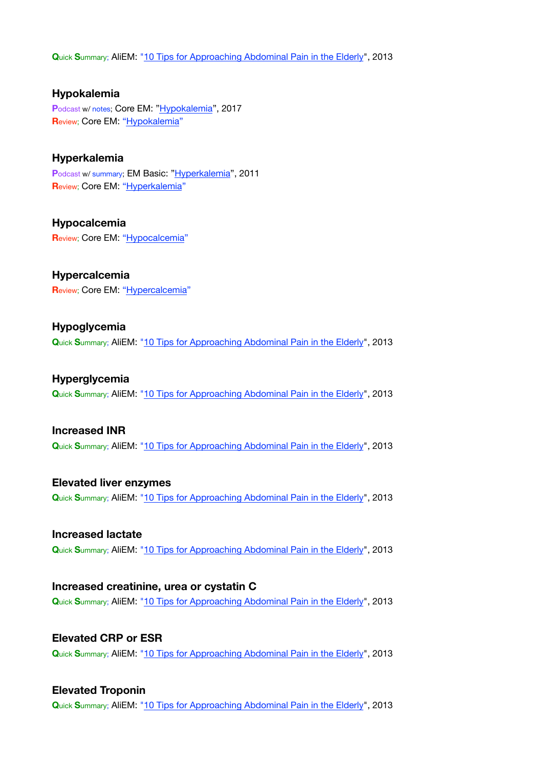Quick Summary; AliEM: "[10 Tips for Approaching Abdominal Pain in the Elderly]", 2013

### Hypokalemia

Podcast w/ notes; Core EM: "[Hypokalemia]", 2017
Review; Core EM: "[Hypokalemia]"

### Hyperkalemia

Podcast w/ summary; EM Basic: "[Hyperkalemia]", 2011
Review; Core EM: "[Hyperkalemia]"

### Hypocalcemia

Review; Core EM: "[Hypocalcemia]"

### Hypercalcemia

Review; Core EM: "[Hypercalcemia]"

### Hypoglycemia

Quick Summary; AliEM: "[10 Tips for Approaching Abdominal Pain in the Elderly]", 2013

### Hyperglycemia

Quick Summary; AliEM: "[10 Tips for Approaching Abdominal Pain in the Elderly]", 2013

### Increased INR

Quick Summary; AliEM: "[10 Tips for Approaching Abdominal Pain in the Elderly]", 2013

### Elevated liver enzymes

Quick Summary; AliEM: "[10 Tips for Approaching Abdominal Pain in the Elderly]", 2013

### Increased lactate

Quick Summary; AliEM: "[10 Tips for Approaching Abdominal Pain in the Elderly]", 2013

### Increased creatinine, urea or cystatin C

Quick Summary; AliEM: "[10 Tips for Approaching Abdominal Pain in the Elderly]", 2013

### Elevated CRP or ESR

Quick Summary; AliEM: "[10 Tips for Approaching Abdominal Pain in the Elderly]", 2013

### Elevated Troponin

Quick Summary; AliEM: "[10 Tips for Approaching Abdominal Pain in the Elderly]", 2013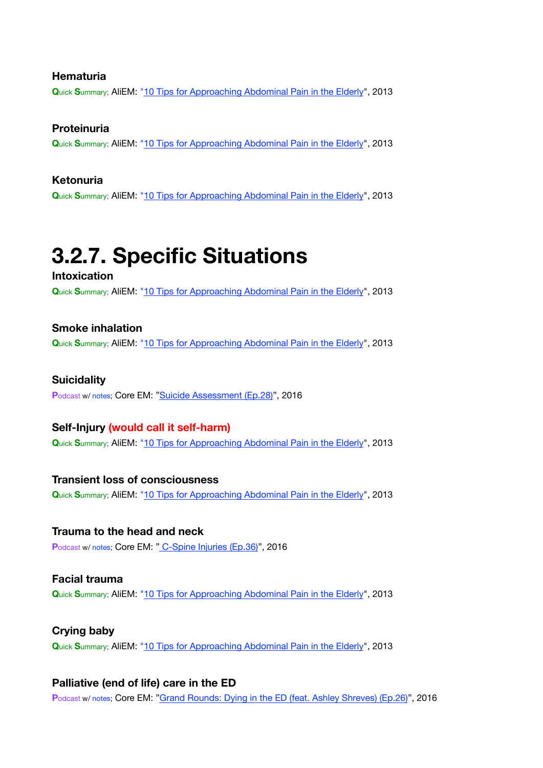### Hematuria

Quick Summary; AliEM: "10 Tips for Approaching Abdominal Pain in the Elderly", 2013

### Proteinuria

Quick Summary; AliEM: "10 Tips for Approaching Abdominal Pain in the Elderly", 2013

### Ketonuria

Quick Summary; AliEM: "10 Tips for Approaching Abdominal Pain in the Elderly", 2013

# 3.2.7. Specific Situations

### Intoxication

Quick Summary; AliEM: "10 Tips for Approaching Abdominal Pain in the Elderly", 2013

### Smoke inhalation

Quick Summary; AliEM: "10 Tips for Approaching Abdominal Pain in the Elderly", 2013

### Suicidality

Podcast w/ notes; Core EM: "Suicide Assessment (Ep.28)", 2016

### Self-Injury (would call it self-harm)

Quick Summary; AliEM: "10 Tips for Approaching Abdominal Pain in the Elderly", 2013

### Transient loss of consciousness

Quick Summary; AliEM: "10 Tips for Approaching Abdominal Pain in the Elderly", 2013

### Trauma to the head and neck

Podcast w/ notes; Core EM: " C-Spine Injuries (Ep.36)", 2016

### Facial trauma

Quick Summary; AliEM: "10 Tips for Approaching Abdominal Pain in the Elderly", 2013

### Crying baby

Quick Summary; AliEM: "10 Tips for Approaching Abdominal Pain in the Elderly", 2013

### Palliative (end of life) care in the ED

Podcast w/ notes; Core EM: "Grand Rounds: Dying in the ED (feat. Ashley Shreves) (Ep.26)", 2016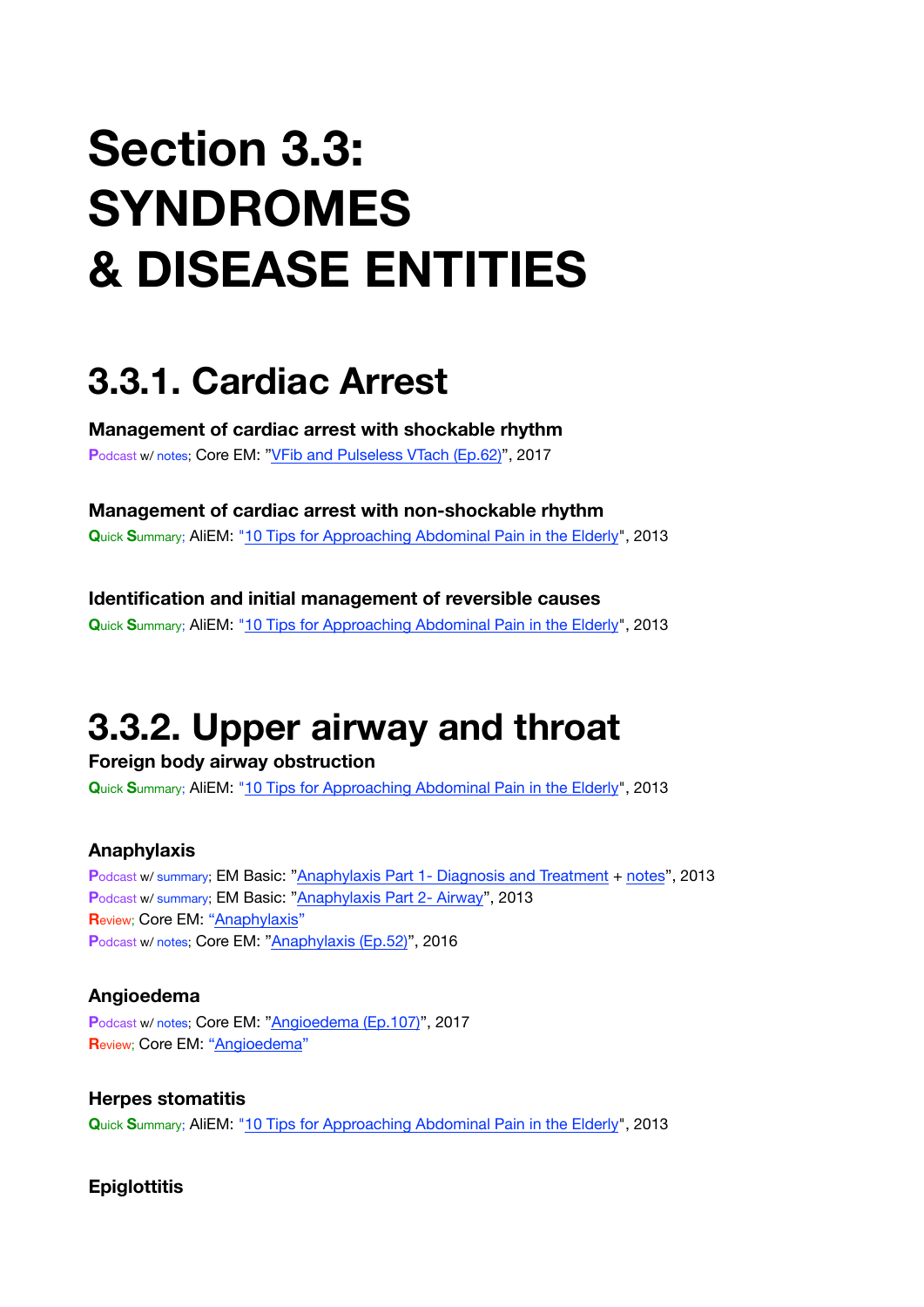# Section 3.3: SYNDROMES & DISEASE ENTITIES

## 3.3.1. Cardiac Arrest

**Management of cardiac arrest with shockable rhythm**

Podcast w/ notes; Core EM: "VFib and Pulseless VTach (Ep.62)", 2017

**Management of cardiac arrest with non-shockable rhythm**

Quick Summary; AliEM: "10 Tips for Approaching Abdominal Pain in the Elderly", 2013

**Identification and initial management of reversible causes**

Quick Summary; AliEM: "10 Tips for Approaching Abdominal Pain in the Elderly", 2013

## 3.3.2. Upper airway and throat

**Foreign body airway obstruction**

Quick Summary; AliEM: "10 Tips for Approaching Abdominal Pain in the Elderly", 2013

**Anaphylaxis**

Podcast w/ summary; EM Basic: "Anaphylaxis Part 1- Diagnosis and Treatment + notes", 2013
Podcast w/ summary; EM Basic: "Anaphylaxis Part 2- Airway", 2013
Review; Core EM: "Anaphylaxis"
Podcast w/ notes; Core EM: "Anaphylaxis (Ep.52)", 2016

**Angioedema**

Podcast w/ notes; Core EM: "Angioedema (Ep.107)", 2017
Review; Core EM: "Angioedema"

**Herpes stomatitis**

Quick Summary; AliEM: "10 Tips for Approaching Abdominal Pain in the Elderly", 2013

**Epiglottitis**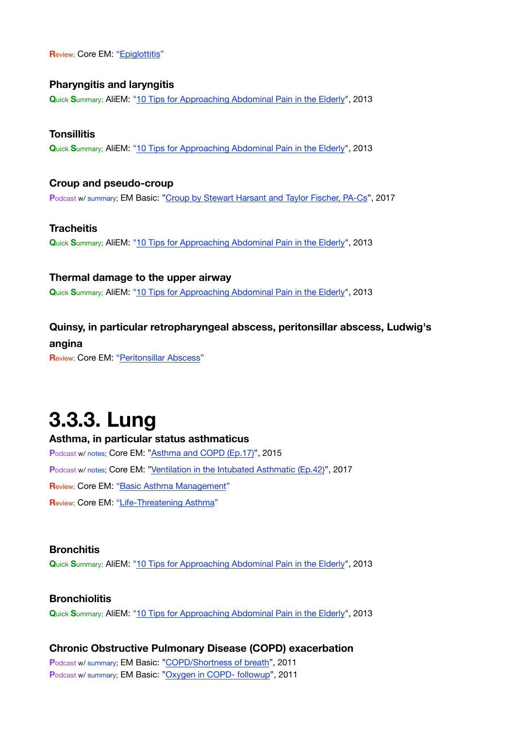Review; Core EM: "Epiglottitis"

### Pharyngitis and laryngitis

Quick Summary; AliEM: "10 Tips for Approaching Abdominal Pain in the Elderly", 2013

### Tonsillitis

Quick Summary; AliEM: "10 Tips for Approaching Abdominal Pain in the Elderly", 2013

### Croup and pseudo-croup

Podcast w/ summary; EM Basic: "Croup by Stewart Harsant and Taylor Fischer, PA-Cs", 2017

### Tracheitis

Quick Summary; AliEM: "10 Tips for Approaching Abdominal Pain in the Elderly", 2013

### Thermal damage to the upper airway

Quick Summary; AliEM: "10 Tips for Approaching Abdominal Pain in the Elderly", 2013

### Quinsy, in particular retropharyngeal abscess, peritonsillar abscess, Ludwig's angina

Review; Core EM: "Peritonsillar Abscess"

# 3.3.3. Lung

### Asthma, in particular status asthmaticus

Podcast w/ notes; Core EM: "Asthma and COPD (Ep.17)", 2015

Podcast w/ notes; Core EM: "Ventilation in the Intubated Asthmatic (Ep.42)", 2017

Review; Core EM: "Basic Asthma Management"

Review; Core EM: "Life-Threatening Asthma"

### Bronchitis

Quick Summary; AliEM: "10 Tips for Approaching Abdominal Pain in the Elderly", 2013

### Bronchiolitis

Quick Summary; AliEM: "10 Tips for Approaching Abdominal Pain in the Elderly", 2013

### Chronic Obstructive Pulmonary Disease (COPD) exacerbation

Podcast w/ summary; EM Basic: "COPD/Shortness of breath", 2011

Podcast w/ summary; EM Basic: "Oxygen in COPD- followup", 2011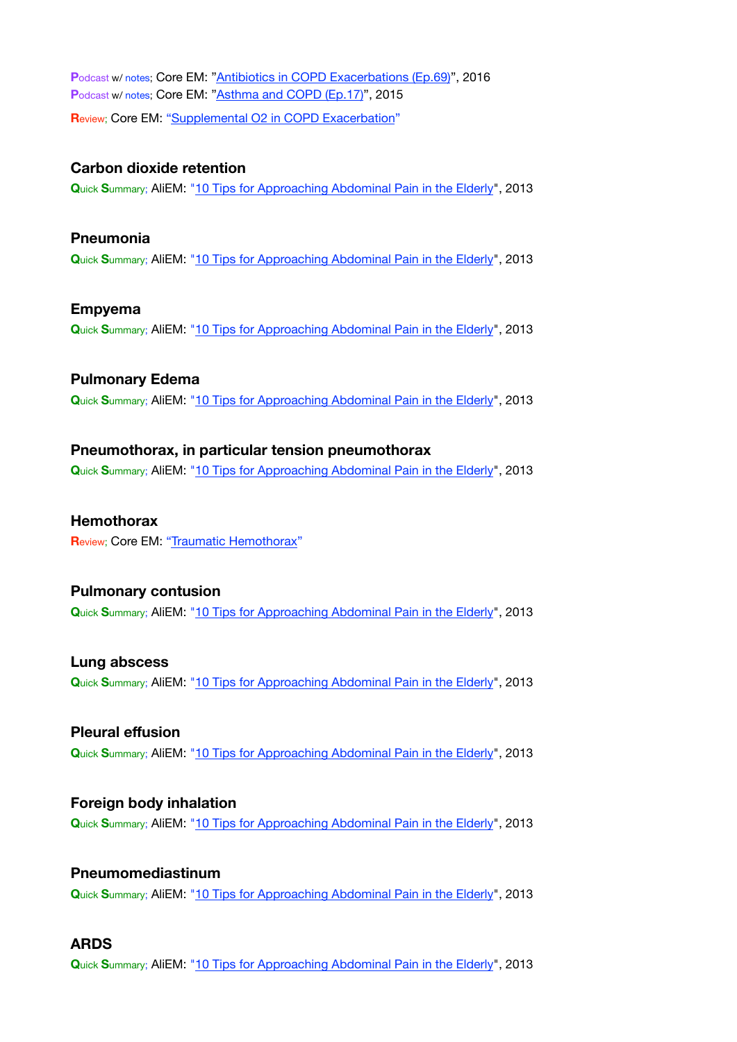Podcast w/ notes; Core EM: "Antibiotics in COPD Exacerbations (Ep.69)", 2016
Podcast w/ notes; Core EM: "Asthma and COPD (Ep.17)", 2015

Review; Core EM: "Supplemental O2 in COPD Exacerbation"

### Carbon dioxide retention

Quick Summary; ALiEM: "10 Tips for Approaching Abdominal Pain in the Elderly", 2013

### Pneumonia

Quick Summary; ALiEM: "10 Tips for Approaching Abdominal Pain in the Elderly", 2013

### Empyema

Quick Summary; ALiEM: "10 Tips for Approaching Abdominal Pain in the Elderly", 2013

### Pulmonary Edema

Quick Summary; ALiEM: "10 Tips for Approaching Abdominal Pain in the Elderly", 2013

### Pneumothorax, in particular tension pneumothorax

Quick Summary; ALiEM: "10 Tips for Approaching Abdominal Pain in the Elderly", 2013

### Hemothorax

Review; Core EM: "Traumatic Hemothorax"

### Pulmonary contusion

Quick Summary; ALiEM: "10 Tips for Approaching Abdominal Pain in the Elderly", 2013

### Lung abscess

Quick Summary; ALiEM: "10 Tips for Approaching Abdominal Pain in the Elderly", 2013

### Pleural effusion

Quick Summary; ALiEM: "10 Tips for Approaching Abdominal Pain in the Elderly", 2013

### Foreign body inhalation

Quick Summary; ALiEM: "10 Tips for Approaching Abdominal Pain in the Elderly", 2013

### Pneumomediastinum

Quick Summary; ALiEM: "10 Tips for Approaching Abdominal Pain in the Elderly", 2013

### ARDS

Quick Summary; ALiEM: "10 Tips for Approaching Abdominal Pain in the Elderly", 2013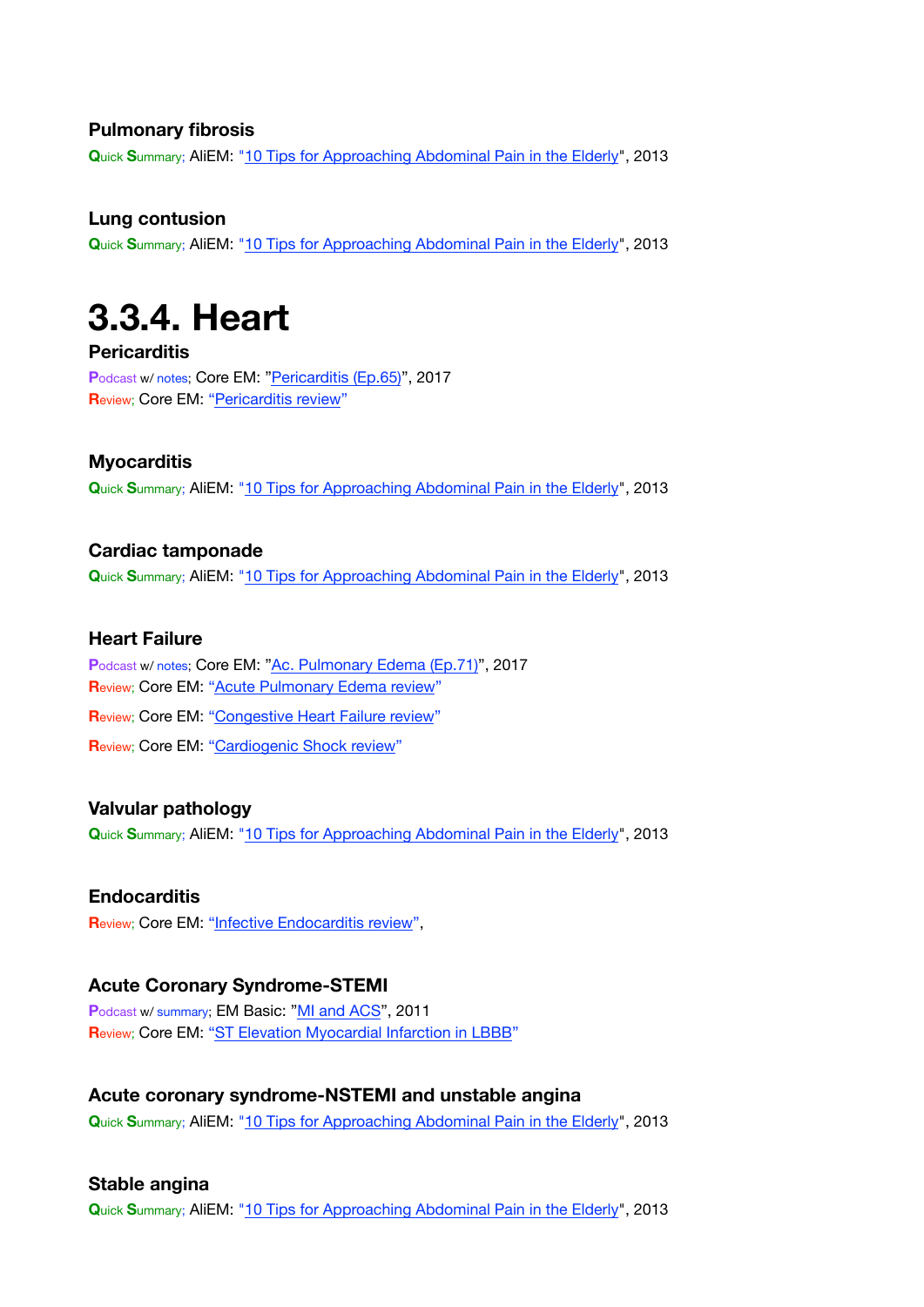### Pulmonary fibrosis

Quick Summary; AliEM: "10 Tips for Approaching Abdominal Pain in the Elderly", 2013

### Lung contusion

Quick Summary; AliEM: "10 Tips for Approaching Abdominal Pain in the Elderly", 2013

# 3.3.4. Heart

### Pericarditis

Podcast w/ notes; Core EM: "Pericarditis (Ep.65)", 2017

Review; Core EM: "Pericarditis review"

### Myocarditis

Quick Summary; AliEM: "10 Tips for Approaching Abdominal Pain in the Elderly", 2013

### Cardiac tamponade

Quick Summary; AliEM: "10 Tips for Approaching Abdominal Pain in the Elderly", 2013

### Heart Failure

Podcast w/ notes; Core EM: "Ac. Pulmonary Edema (Ep.71)", 2017

Review; Core EM: "Acute Pulmonary Edema review"

Review; Core EM: "Congestive Heart Failure review"

Review; Core EM: "Cardiogenic Shock review"

### Valvular pathology

Quick Summary; AliEM: "10 Tips for Approaching Abdominal Pain in the Elderly", 2013

### Endocarditis

Review; Core EM: "Infective Endocarditis review",

### Acute Coronary Syndrome-STEMI

Podcast w/ summary; EM Basic: "MI and ACS", 2011

Review; Core EM: "ST Elevation Myocardial Infarction in LBBB"

### Acute coronary syndrome-NSTEMI and unstable angina

Quick Summary; AliEM: "10 Tips for Approaching Abdominal Pain in the Elderly", 2013

### Stable angina

Quick Summary; AliEM: "10 Tips for Approaching Abdominal Pain in the Elderly", 2013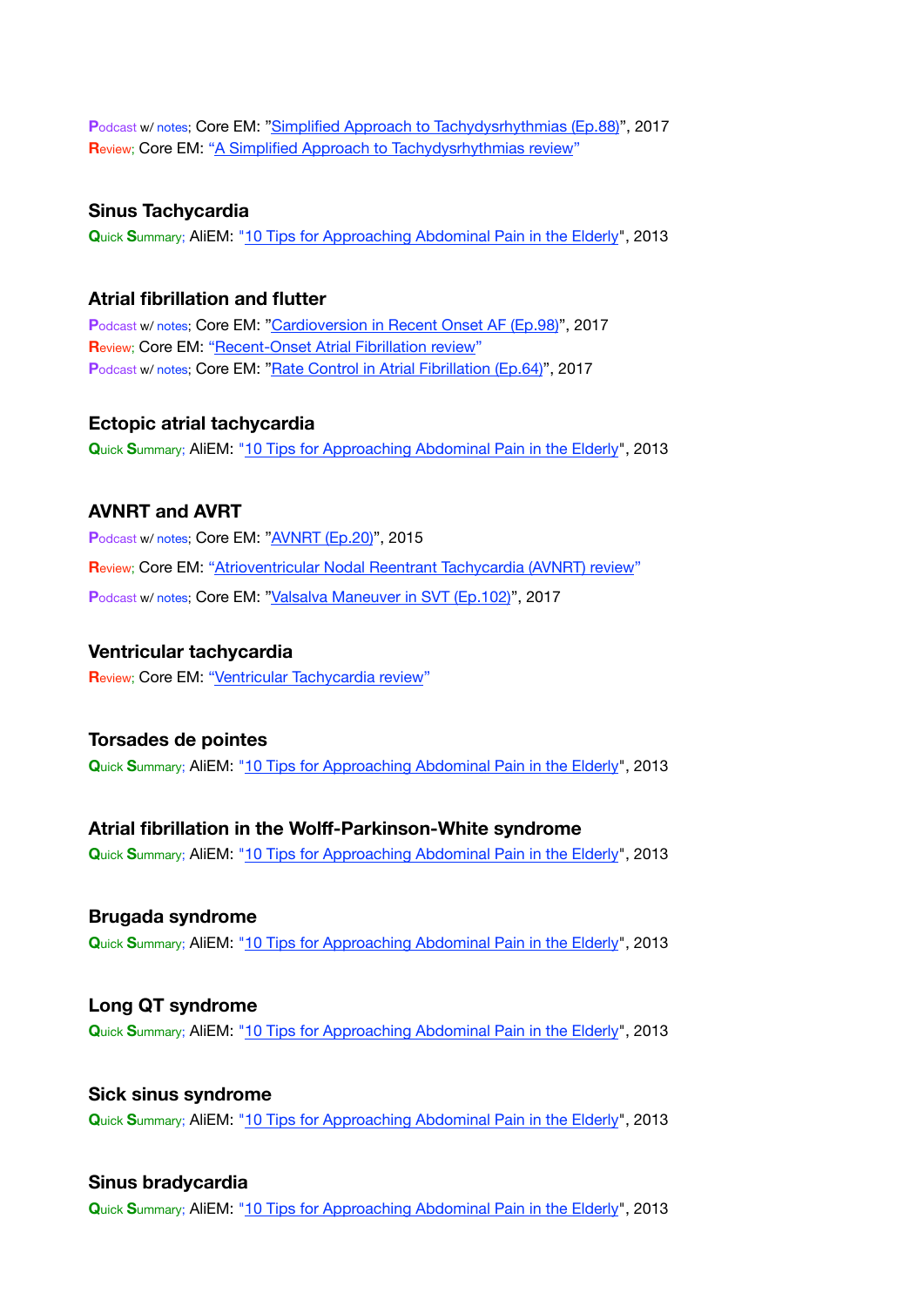Podcast w/ notes; Core EM: "Simplified Approach to Tachydysrhythmias (Ep.88)", 2017
Review; Core EM: "A Simplified Approach to Tachydysrhythmias review"

### Sinus Tachycardia

Quick Summary; AliEM: "10 Tips for Approaching Abdominal Pain in the Elderly", 2013

### Atrial fibrillation and flutter

Podcast w/ notes; Core EM: "Cardioversion in Recent Onset AF (Ep.98)", 2017
Review; Core EM: "Recent-Onset Atrial Fibrillation review"
Podcast w/ notes; Core EM: "Rate Control in Atrial Fibrillation (Ep.64)", 2017

### Ectopic atrial tachycardia

Quick Summary; AliEM: "10 Tips for Approaching Abdominal Pain in the Elderly", 2013

### AVNRT and AVRT

Podcast w/ notes; Core EM: "AVNRT (Ep.20)", 2015
Review; Core EM: "Atrioventricular Nodal Reentrant Tachycardia (AVNRT) review"
Podcast w/ notes; Core EM: "Valsalva Maneuver in SVT (Ep.102)", 2017

### Ventricular tachycardia

Review; Core EM: "Ventricular Tachycardia review"

### Torsades de pointes

Quick Summary; AliEM: "10 Tips for Approaching Abdominal Pain in the Elderly", 2013

### Atrial fibrillation in the Wolff-Parkinson-White syndrome

Quick Summary; AliEM: "10 Tips for Approaching Abdominal Pain in the Elderly", 2013

### Brugada syndrome

Quick Summary; AliEM: "10 Tips for Approaching Abdominal Pain in the Elderly", 2013

### Long QT syndrome

Quick Summary; AliEM: "10 Tips for Approaching Abdominal Pain in the Elderly", 2013

### Sick sinus syndrome

Quick Summary; AliEM: "10 Tips for Approaching Abdominal Pain in the Elderly", 2013

### Sinus bradycardia

Quick Summary; AliEM: "10 Tips for Approaching Abdominal Pain in the Elderly", 2013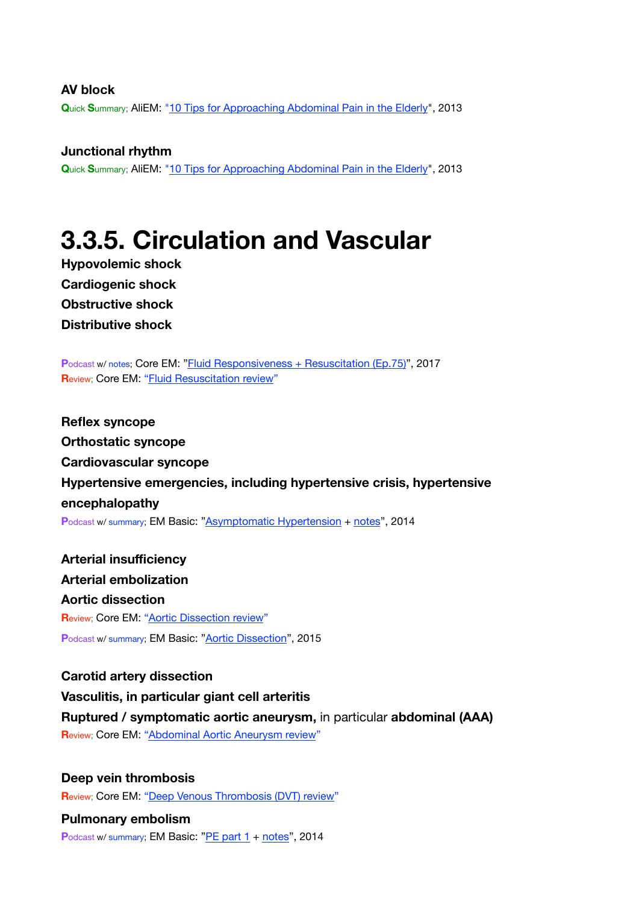**AV block**

Quick Summary; AliEM: "10 Tips for Approaching Abdominal Pain in the Elderly", 2013

**Junctional rhythm**

Quick Summary; AliEM: "10 Tips for Approaching Abdominal Pain in the Elderly", 2013

# 3.3.5. Circulation and Vascular

**Hypovolemic shock**

**Cardiogenic shock**

**Obstructive shock**

**Distributive shock**

Podcast w/ notes; Core EM: "Fluid Responsiveness + Resuscitation (Ep.75)", 2017

Review; Core EM: "Fluid Resuscitation review"

**Reflex syncope**

**Orthostatic syncope**

**Cardiovascular syncope**

**Hypertensive emergencies, including hypertensive crisis, hypertensive encephalopathy**

Podcast w/ summary; EM Basic: "Asymptomatic Hypertension + notes", 2014

**Arterial insufficiency**

**Arterial embolization**

**Aortic dissection**

Review; Core EM: "Aortic Dissection review"

Podcast w/ summary; EM Basic: "Aortic Dissection", 2015

**Carotid artery dissection**

**Vasculitis, in particular giant cell arteritis**

**Ruptured / symptomatic aortic aneurysm,** in particular **abdominal (AAA)**

Review; Core EM: "Abdominal Aortic Aneurysm review"

**Deep vein thrombosis**

Review; Core EM: "Deep Venous Thrombosis (DVT) review"

**Pulmonary embolism**

Podcast w/ summary; EM Basic: "PE part 1 + notes", 2014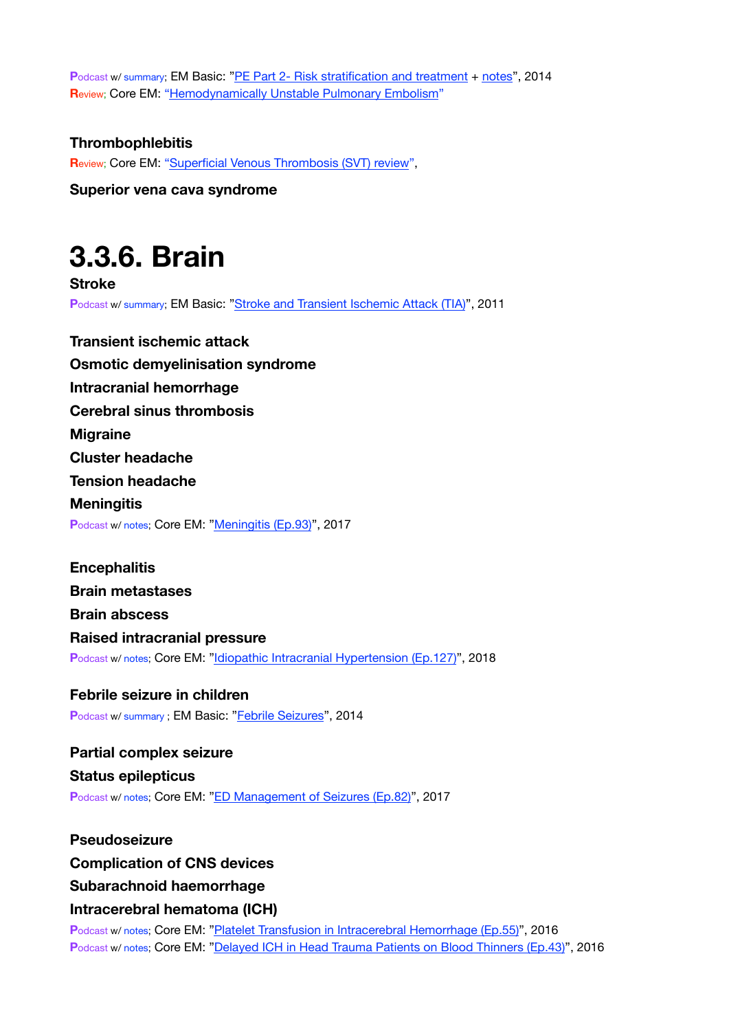Podcast w/ summary; EM Basic: "PE Part 2- Risk stratification and treatment + notes", 2014
Review; Core EM: "Hemodynamically Unstable Pulmonary Embolism"

**Thrombophlebitis**

Review; Core EM: "Superficial Venous Thrombosis (SVT) review",

**Superior vena cava syndrome**

# 3.3.6. Brain

**Stroke**

Podcast w/ summary; EM Basic: "Stroke and Transient Ischemic Attack (TIA)", 2011

**Transient ischemic attack**

**Osmotic demyelinisation syndrome**

**Intracranial hemorrhage**

**Cerebral sinus thrombosis**

**Migraine**

**Cluster headache**

**Tension headache**

**Meningitis**

Podcast w/ notes; Core EM: "Meningitis (Ep.93)", 2017

**Encephalitis**

**Brain metastases**

**Brain abscess**

**Raised intracranial pressure**

Podcast w/ notes; Core EM: "Idiopathic Intracranial Hypertension (Ep.127)", 2018

**Febrile seizure in children**

Podcast w/ summary ; EM Basic: "Febrile Seizures", 2014

**Partial complex seizure**

**Status epilepticus**

Podcast w/ notes; Core EM: "ED Management of Seizures (Ep.82)", 2017

**Pseudoseizure**

**Complication of CNS devices**

**Subarachnoid haemorrhage**

**Intracerebral hematoma (ICH)**

Podcast w/ notes; Core EM: "Platelet Transfusion in Intracerebral Hemorrhage (Ep.55)", 2016
Podcast w/ notes; Core EM: "Delayed ICH in Head Trauma Patients on Blood Thinners (Ep.43)", 2016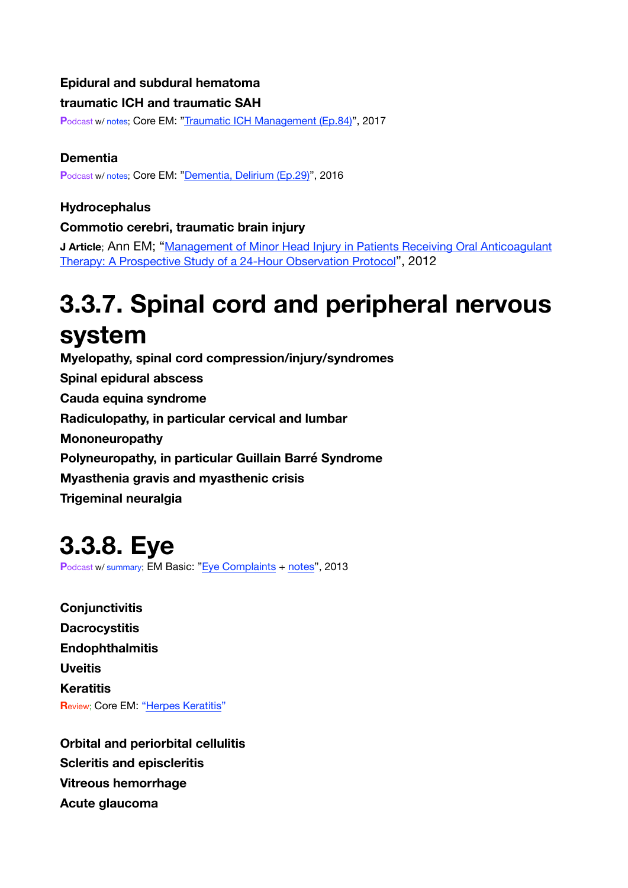**Epidural and subdural hematoma**

**traumatic ICH and traumatic SAH**

Podcast w/ notes; Core EM: "Traumatic ICH Management (Ep.84)", 2017

**Dementia**

Podcast w/ notes; Core EM: "Dementia, Delirium (Ep.29)", 2016

**Hydrocephalus**

**Commotio cerebri, traumatic brain injury**

**J Article**; Ann EM; "Management of Minor Head Injury in Patients Receiving Oral Anticoagulant Therapy: A Prospective Study of a 24-Hour Observation Protocol", 2012

# 3.3.7. Spinal cord and peripheral nervous system

**Myelopathy, spinal cord compression/injury/syndromes**

**Spinal epidural abscess**

**Cauda equina syndrome**

**Radiculopathy, in particular cervical and lumbar**

**Mononeuropathy**

**Polyneuropathy, in particular Guillain Barré Syndrome**

**Myasthenia gravis and myasthenic crisis**

**Trigeminal neuralgia**

# 3.3.8. Eye

Podcast w/ summary; EM Basic: "Eye Complaints + notes", 2013

**Conjunctivitis**

**Dacrocystitis**

**Endophthalmitis**

**Uveitis**

**Keratitis**

Review; Core EM: "Herpes Keratitis"

**Orbital and periorbital cellulitis**

**Scleritis and episcleritis**

**Vitreous hemorrhage**

**Acute glaucoma**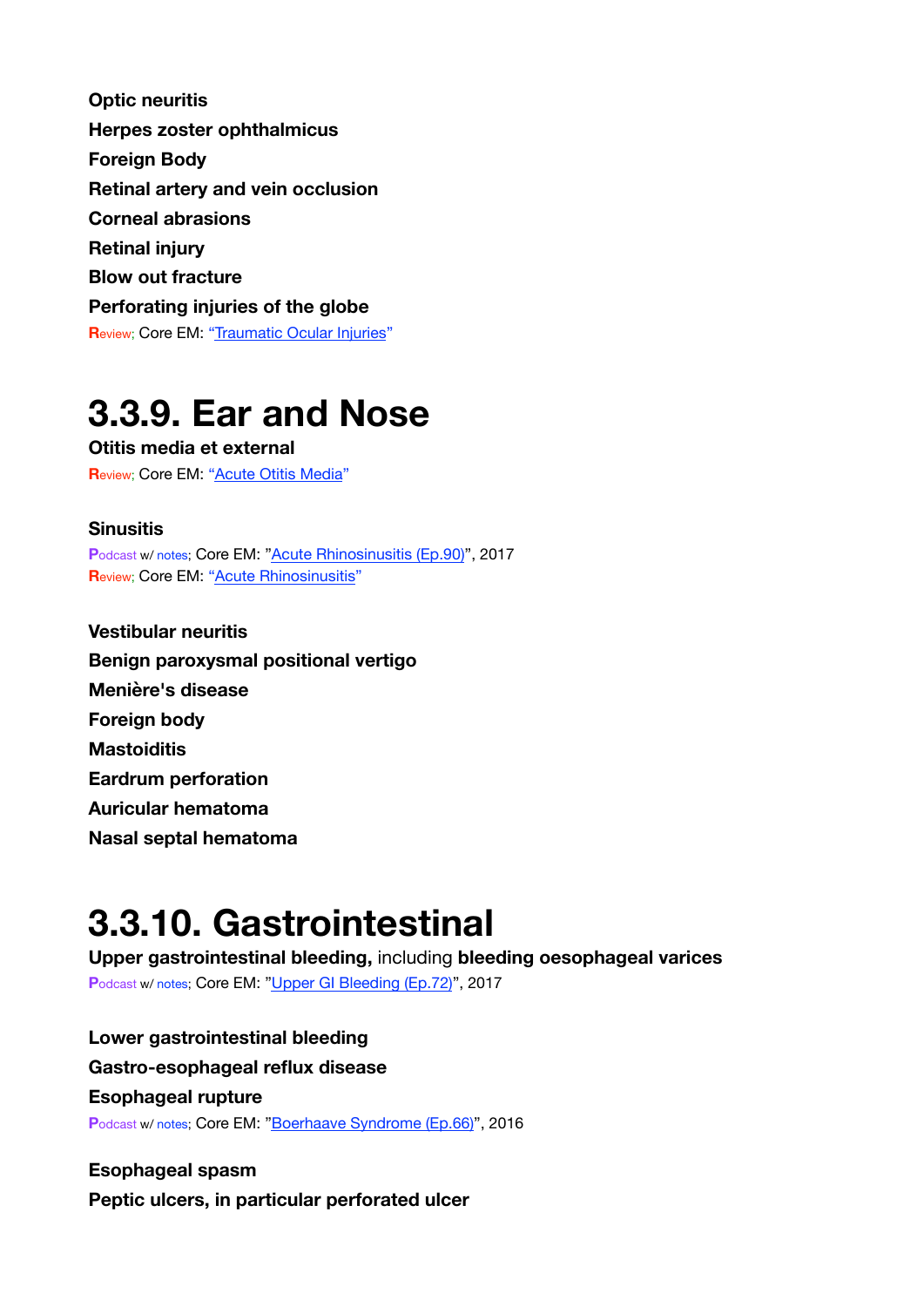**Optic neuritis**

**Herpes zoster ophthalmicus**

**Foreign Body**

**Retinal artery and vein occlusion**

**Corneal abrasions**

**Retinal injury**

**Blow out fracture**

**Perforating injuries of the globe**

Review; Core EM: "Traumatic Ocular Injuries"

# 3.3.9. Ear and Nose

**Otitis media et external**

Review; Core EM: "Acute Otitis Media"

**Sinusitis**

Podcast w/ notes; Core EM: "Acute Rhinosinusitis (Ep.90)", 2017

Review; Core EM: "Acute Rhinosinusitis"

**Vestibular neuritis**

**Benign paroxysmal positional vertigo**

**Menière's disease**

**Foreign body**

**Mastoiditis**

**Eardrum perforation**

**Auricular hematoma**

**Nasal septal hematoma**

# 3.3.10. Gastrointestinal

**Upper gastrointestinal bleeding,** including **bleeding oesophageal varices**

Podcast w/ notes; Core EM: "Upper GI Bleeding (Ep.72)", 2017

**Lower gastrointestinal bleeding**

**Gastro-esophageal reflux disease**

**Esophageal rupture**

Podcast w/ notes; Core EM: "Boerhaave Syndrome (Ep.66)", 2016

**Esophageal spasm**

**Peptic ulcers, in particular perforated ulcer**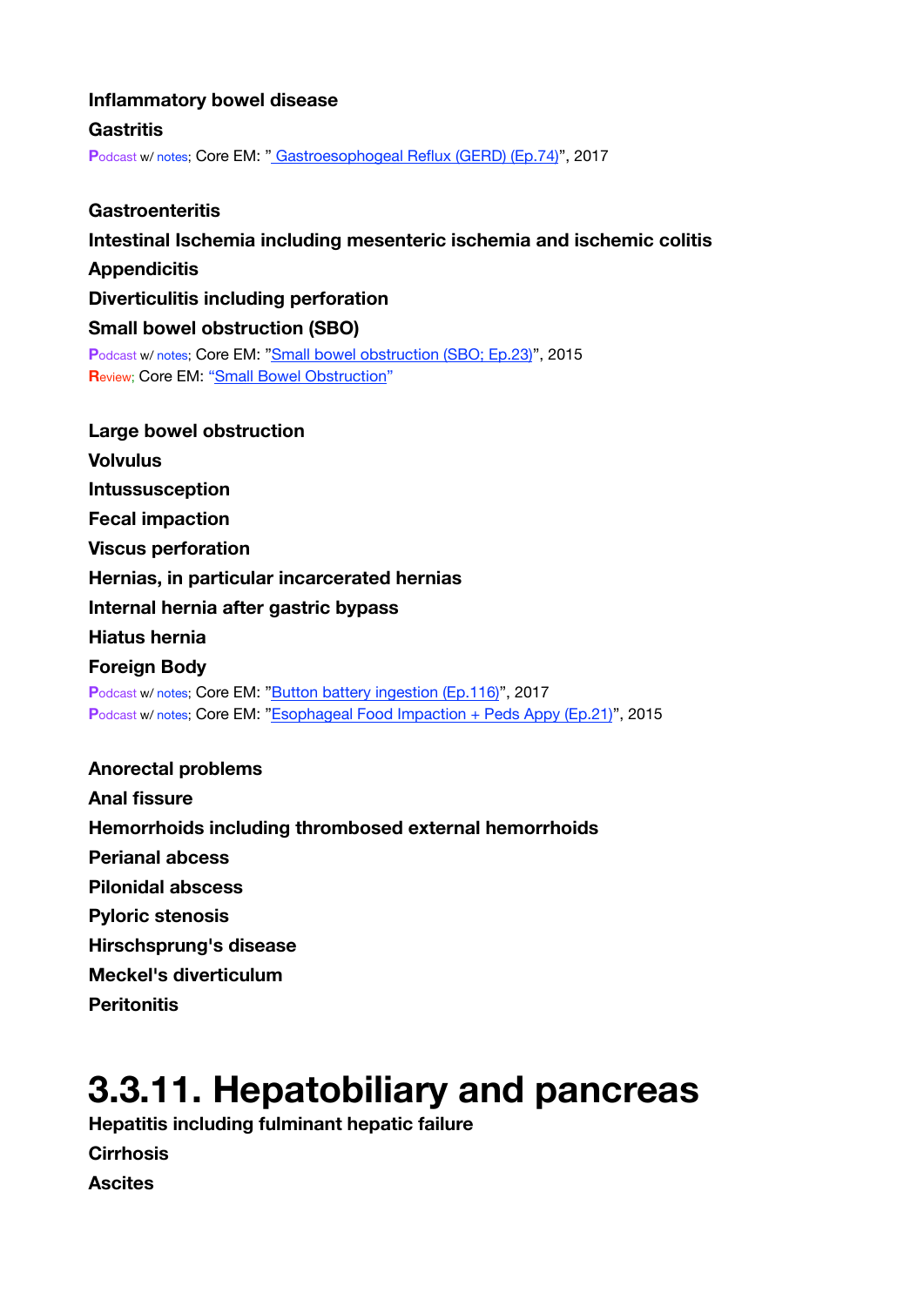**Inflammatory bowel disease**

**Gastritis**

Podcast w/ notes; Core EM: " Gastroesophogeal Reflux (GERD) (Ep.74)", 2017

**Gastroenteritis**

**Intestinal Ischemia including mesenteric ischemia and ischemic colitis**

**Appendicitis**

**Diverticulitis including perforation**

**Small bowel obstruction (SBO)**

Podcast w/ notes; Core EM: "Small bowel obstruction (SBO; Ep.23)", 2015
Review; Core EM: "Small Bowel Obstruction"

**Large bowel obstruction**

**Volvulus**

**Intussusception**

**Fecal impaction**

**Viscus perforation**

**Hernias, in particular incarcerated hernias**

**Internal hernia after gastric bypass**

**Hiatus hernia**

**Foreign Body**

Podcast w/ notes; Core EM: "Button battery ingestion (Ep.116)", 2017
Podcast w/ notes; Core EM: "Esophageal Food Impaction + Peds Appy (Ep.21)", 2015

**Anorectal problems**

**Anal fissure**

**Hemorrhoids including thrombosed external hemorrhoids**

**Perianal abcess**

**Pilonidal abscess**

**Pyloric stenosis**

**Hirschsprung's disease**

**Meckel's diverticulum**

**Peritonitis**

# 3.3.11. Hepatobiliary and pancreas

**Hepatitis including fulminant hepatic failure**

**Cirrhosis**

**Ascites**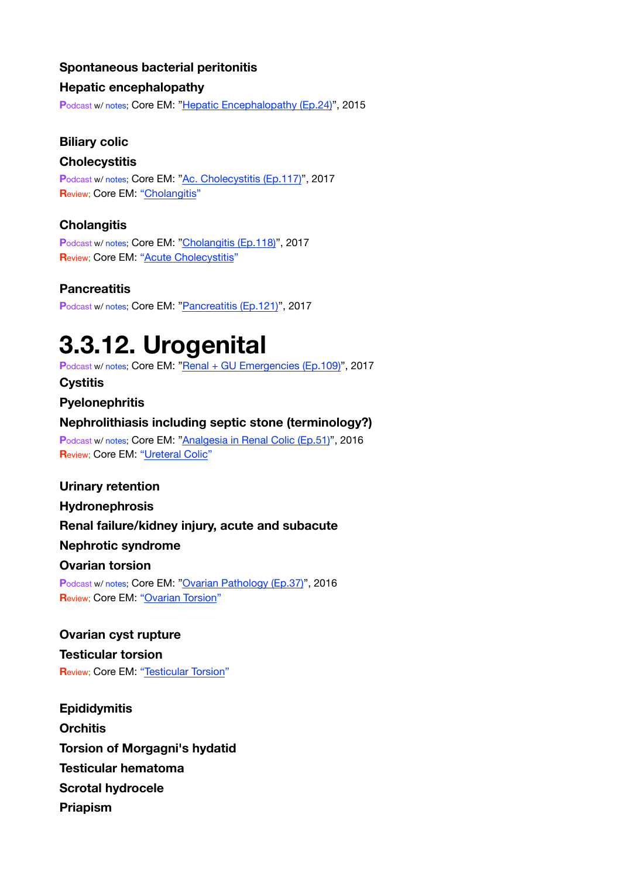**Spontaneous bacterial peritonitis**

**Hepatic encephalopathy**

Podcast w/ notes; Core EM: "Hepatic Encephalopathy (Ep.24)", 2015

**Biliary colic**

**Cholecystitis**

Podcast w/ notes; Core EM: "Ac. Cholecystitis (Ep.117)", 2017
Review; Core EM: "Cholangitis"

**Cholangitis**

Podcast w/ notes; Core EM: "Cholangitis (Ep.118)", 2017
Review; Core EM: "Acute Cholecystitis"

**Pancreatitis**

Podcast w/ notes; Core EM: "Pancreatitis (Ep.121)", 2017

# 3.3.12. Urogenital

Podcast w/ notes; Core EM: "Renal + GU Emergencies (Ep.109)", 2017

**Cystitis**

**Pyelonephritis**

**Nephrolithiasis including septic stone (terminology?)**

Podcast w/ notes; Core EM: "Analgesia in Renal Colic (Ep.51)", 2016
Review; Core EM: "Ureteral Colic"

**Urinary retention**

**Hydronephrosis**

**Renal failure/kidney injury, acute and subacute**

**Nephrotic syndrome**

**Ovarian torsion**

Podcast w/ notes; Core EM: "Ovarian Pathology (Ep.37)", 2016
Review; Core EM: "Ovarian Torsion"

**Ovarian cyst rupture**

**Testicular torsion**

Review; Core EM: "Testicular Torsion"

**Epididymitis**

**Orchitis**

**Torsion of Morgagni's hydatid**

**Testicular hematoma**

**Scrotal hydrocele**

**Priapism**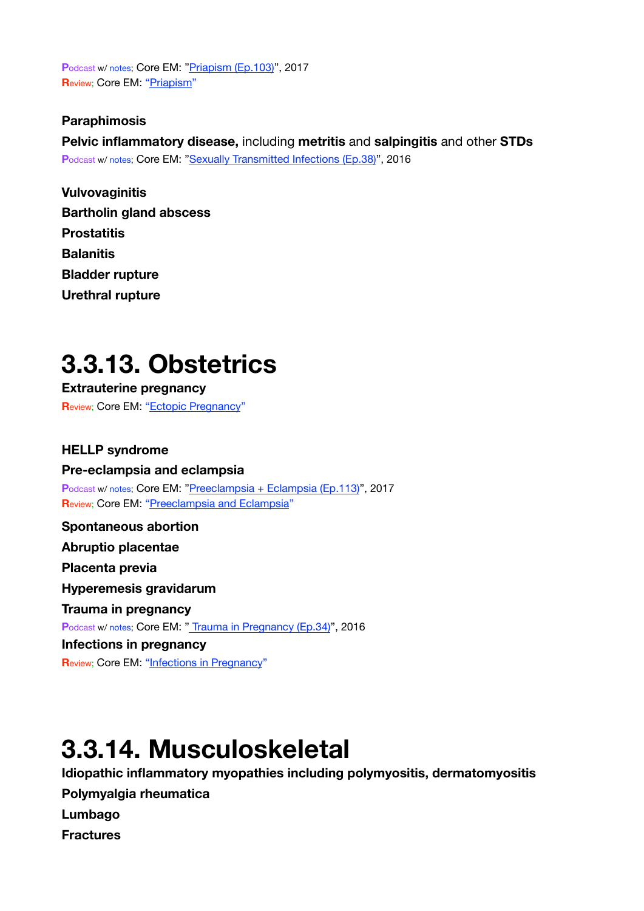**P**odcast w/ notes; Core EM: "Priapism (Ep.103)", 2017
**R**eview; Core EM: "Priapism"

**Paraphimosis**

**Pelvic inflammatory disease,** including **metritis** and **salpingitis** and other **STDs**

**P**odcast w/ notes; Core EM: "Sexually Transmitted Infections (Ep.38)", 2016

**Vulvovaginitis**

**Bartholin gland abscess**

**Prostatitis**

**Balanitis**

**Bladder rupture**

**Urethral rupture**

# 3.3.13. Obstetrics

**Extrauterine pregnancy**

**R**eview; Core EM: "Ectopic Pregnancy"

**HELLP syndrome**

**Pre-eclampsia and eclampsia**

**P**odcast w/ notes; Core EM: "Preeclampsia + Eclampsia (Ep.113)", 2017
**R**eview; Core EM: "Preeclampsia and Eclampsia"

**Spontaneous abortion**

**Abruptio placentae**

**Placenta previa**

**Hyperemesis gravidarum**

**Trauma in pregnancy**

**P**odcast w/ notes; Core EM: " Trauma in Pregnancy (Ep.34)", 2016

**Infections in pregnancy**

**R**eview; Core EM: "Infections in Pregnancy"

# 3.3.14. Musculoskeletal

**Idiopathic inflammatory myopathies including polymyositis, dermatomyositis**

**Polymyalgia rheumatica**

**Lumbago**

**Fractures**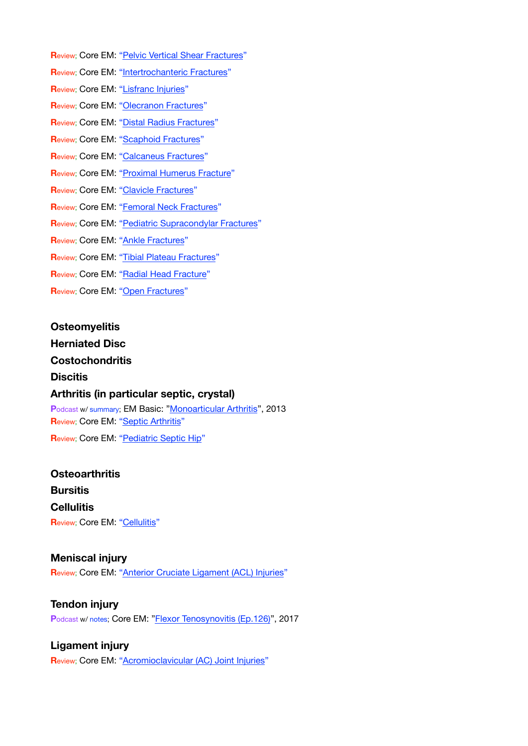Review; Core EM: "Pelvic Vertical Shear Fractures"

Review; Core EM: "Intertrochanteric Fractures"

Review; Core EM: "Lisfranc Injuries"

Review; Core EM: "Olecranon Fractures"

Review; Core EM: "Distal Radius Fractures"

Review; Core EM: "Scaphoid Fractures"

Review; Core EM: "Calcaneus Fractures"

Review; Core EM: "Proximal Humerus Fracture"

Review; Core EM: "Clavicle Fractures"

Review; Core EM: "Femoral Neck Fractures"

Review; Core EM: "Pediatric Supracondylar Fractures"

Review; Core EM: "Ankle Fractures"

Review; Core EM: "Tibial Plateau Fractures"

Review; Core EM: "Radial Head Fracture"

Review; Core EM: "Open Fractures"

**Osteomyelitis**

**Herniated Disc**

**Costochondritis**

**Discitis**

**Arthritis (in particular septic, crystal)**

Podcast w/ summary; EM Basic: "Monoarticular Arthritis", 2013

Review; Core EM: "Septic Arthritis"

Review; Core EM: "Pediatric Septic Hip"

**Osteoarthritis**

**Bursitis**

**Cellulitis**

Review; Core EM: "Cellulitis"

**Meniscal injury**

Review; Core EM: "Anterior Cruciate Ligament (ACL) Injuries"

**Tendon injury**

Podcast w/ notes; Core EM: "Flexor Tenosynovitis (Ep.126)", 2017

**Ligament injury**

Review; Core EM: "Acromioclavicular (AC) Joint Injuries"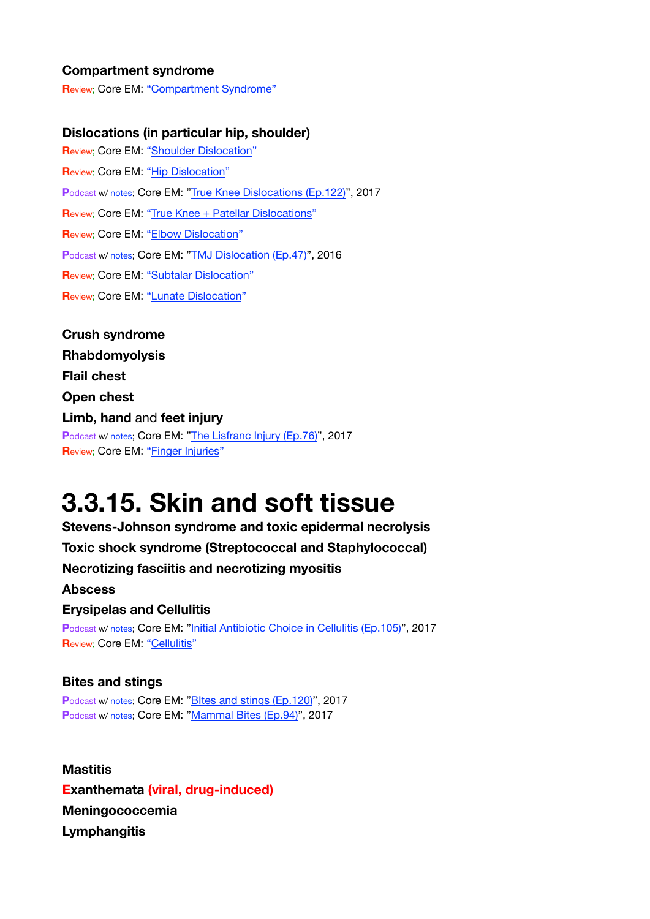**Compartment syndrome**

Review; Core EM: "Compartment Syndrome"

**Dislocations (in particular hip, shoulder)**

Review; Core EM: "Shoulder Dislocation"

Review; Core EM: "Hip Dislocation"

Podcast w/ notes; Core EM: "True Knee Dislocations (Ep.122)", 2017

Review; Core EM: "True Knee + Patellar Dislocations"

Review; Core EM: "Elbow Dislocation"

Podcast w/ notes; Core EM: "TMJ Dislocation (Ep.47)", 2016

Review; Core EM: "Subtalar Dislocation"

Review; Core EM: "Lunate Dislocation"

**Crush syndrome**

**Rhabdomyolysis**

**Flail chest**

**Open chest**

**Limb, hand** and **feet injury**

Podcast w/ notes; Core EM: "The Lisfranc Injury (Ep.76)", 2017

Review; Core EM: "Finger Injuries"

# 3.3.15. Skin and soft tissue

**Stevens-Johnson syndrome and toxic epidermal necrolysis**

**Toxic shock syndrome (Streptococcal and Staphylococcal)**

**Necrotizing fasciitis and necrotizing myositis**

**Abscess**

**Erysipelas and Cellulitis**

Podcast w/ notes; Core EM: "Initial Antibiotic Choice in Cellulitis (Ep.105)", 2017

Review; Core EM: "Cellulitis"

**Bites and stings**

Podcast w/ notes; Core EM: "BItes and stings (Ep.120)", 2017

Podcast w/ notes; Core EM: "Mammal Bites (Ep.94)", 2017

**Mastitis**

**Exanthemata (viral, drug-induced)**

**Meningococcemia**

**Lymphangitis**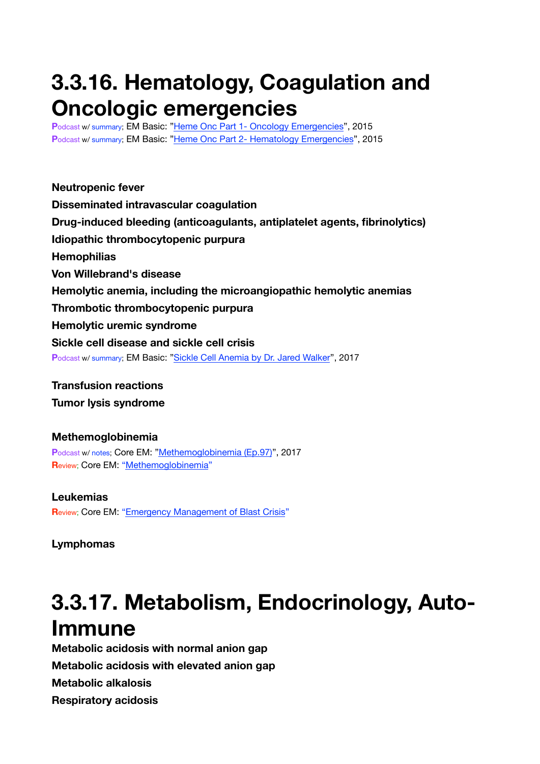# 3.3.16. Hematology, Coagulation and Oncologic emergencies

Podcast w/ summary; EM Basic: "Heme Onc Part 1- Oncology Emergencies", 2015
Podcast w/ summary; EM Basic: "Heme Onc Part 2- Hematology Emergencies", 2015

**Neutropenic fever**

**Disseminated intravascular coagulation**

**Drug-induced bleeding (anticoagulants, antiplatelet agents, fibrinolytics)**

**Idiopathic thrombocytopenic purpura**

**Hemophilias**

**Von Willebrand's disease**

**Hemolytic anemia, including the microangiopathic hemolytic anemias**

**Thrombotic thrombocytopenic purpura**

**Hemolytic uremic syndrome**

**Sickle cell disease and sickle cell crisis**

Podcast w/ summary; EM Basic: "Sickle Cell Anemia by Dr. Jared Walker", 2017

**Transfusion reactions**

**Tumor lysis syndrome**

**Methemoglobinemia**

Podcast w/ notes; Core EM: "Methemoglobinemia (Ep.97)", 2017
Review; Core EM: "Methemoglobinemia"

**Leukemias**

Review; Core EM: "Emergency Management of Blast Crisis"

**Lymphomas**

# 3.3.17. Metabolism, Endocrinology, Auto-Immune

**Metabolic acidosis with normal anion gap**

**Metabolic acidosis with elevated anion gap**

**Metabolic alkalosis**

**Respiratory acidosis**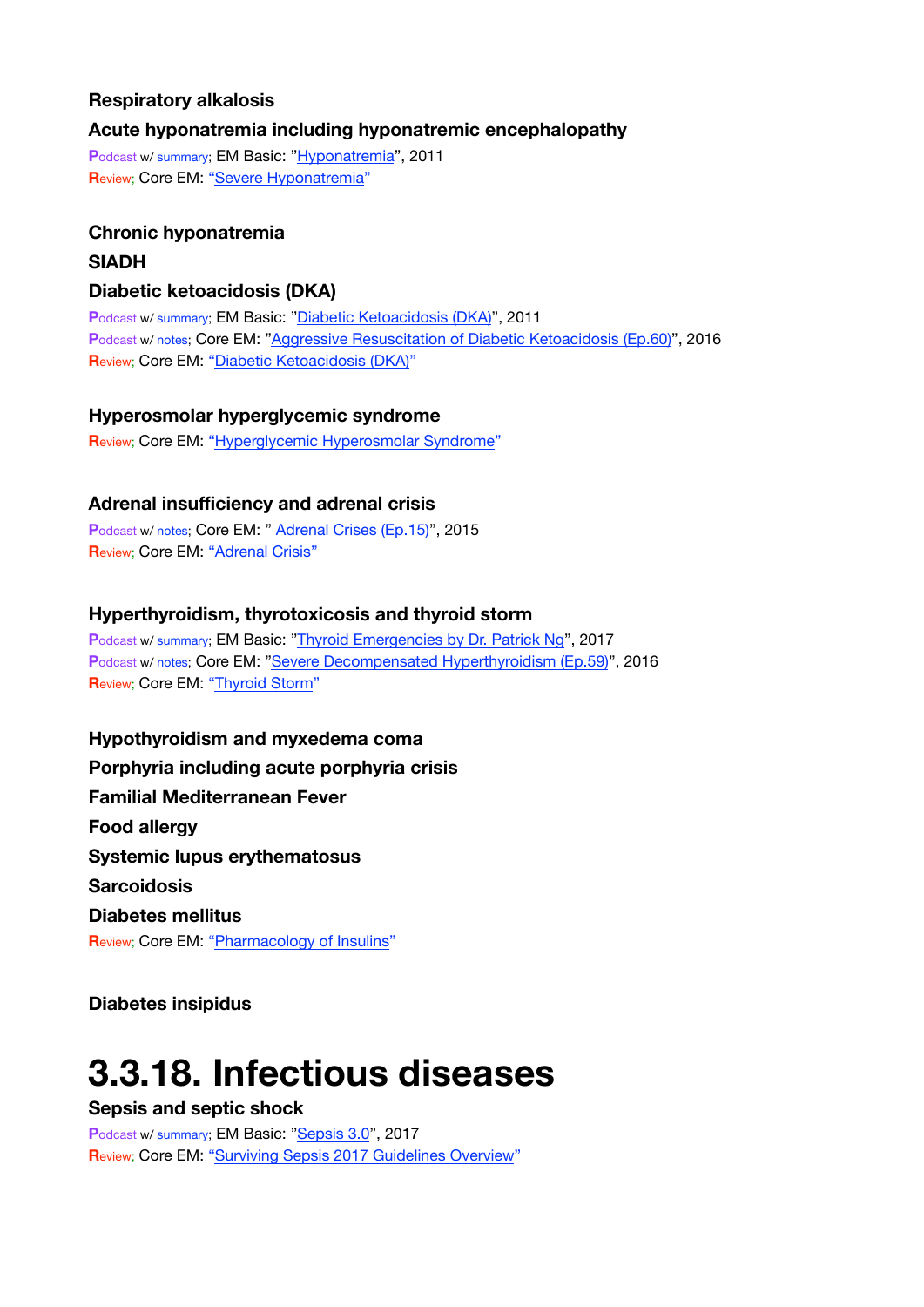### Respiratory alkalosis

### Acute hyponatremia including hyponatremic encephalopathy

Podcast w/ summary; EM Basic: "Hyponatremia", 2011
Review; Core EM: "Severe Hyponatremia"

### Chronic hyponatremia

### SIADH

### Diabetic ketoacidosis (DKA)

Podcast w/ summary; EM Basic: "Diabetic Ketoacidosis (DKA)", 2011
Podcast w/ notes; Core EM: "Aggressive Resuscitation of Diabetic Ketoacidosis (Ep.60)", 2016
Review; Core EM: "Diabetic Ketoacidosis (DKA)"

### Hyperosmolar hyperglycemic syndrome

Review; Core EM: "Hyperglycemic Hyperosmolar Syndrome"

### Adrenal insufficiency and adrenal crisis

Podcast w/ notes; Core EM: " Adrenal Crises (Ep.15)", 2015
Review; Core EM: "Adrenal Crisis"

### Hyperthyroidism, thyrotoxicosis and thyroid storm

Podcast w/ summary; EM Basic: "Thyroid Emergencies by Dr. Patrick Ng", 2017
Podcast w/ notes; Core EM: "Severe Decompensated Hyperthyroidism (Ep.59)", 2016
Review; Core EM: "Thyroid Storm"

### Hypothyroidism and myxedema coma

### Porphyria including acute porphyria crisis

### Familial Mediterranean Fever

### Food allergy

### Systemic lupus erythematosus

### Sarcoidosis

### Diabetes mellitus

Review; Core EM: "Pharmacology of Insulins"

### Diabetes insipidus

# 3.3.18. Infectious diseases

### Sepsis and septic shock

Podcast w/ summary; EM Basic: "Sepsis 3.0", 2017
Review; Core EM: "Surviving Sepsis 2017 Guidelines Overview"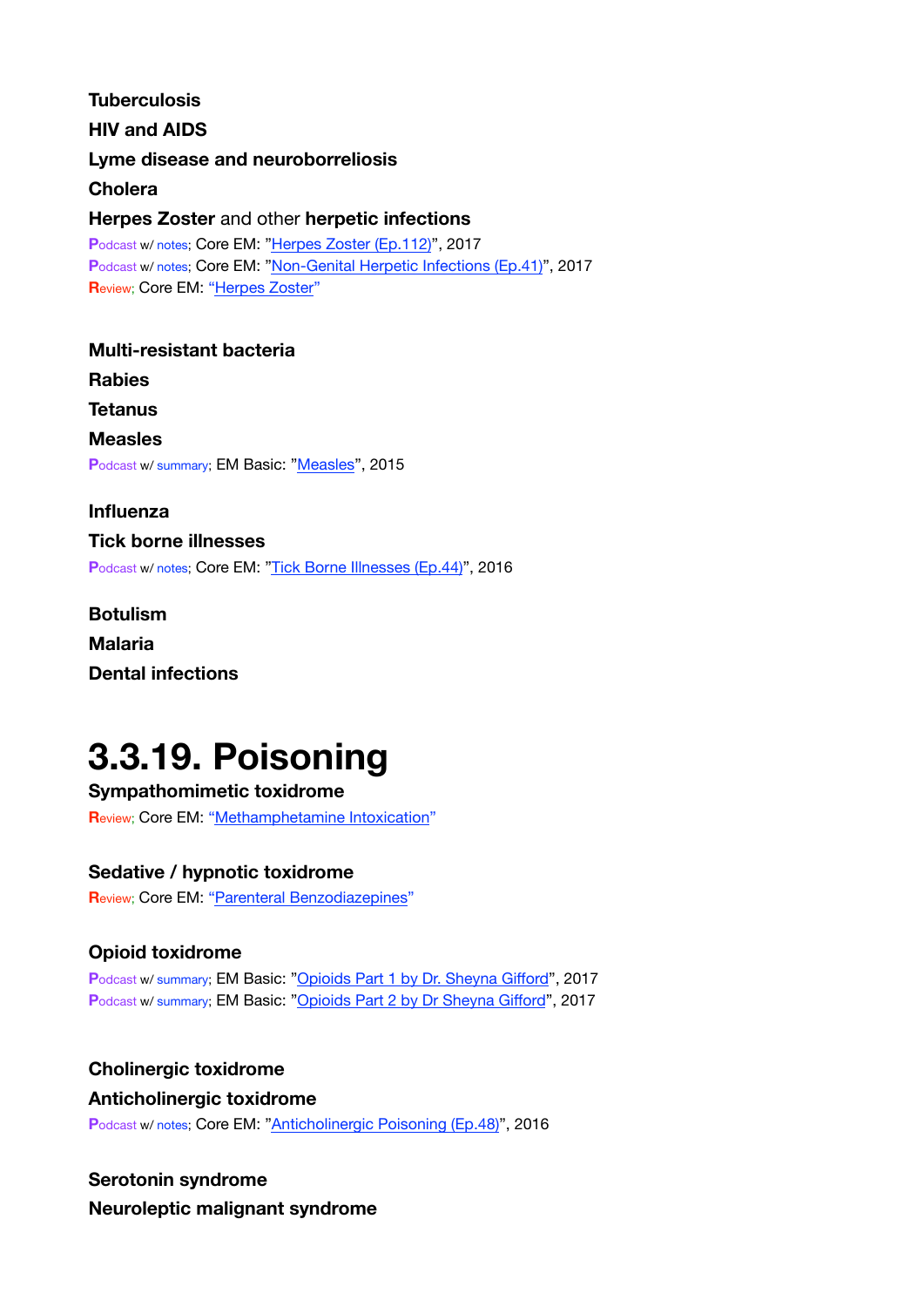**Tuberculosis**

**HIV and AIDS**

**Lyme disease and neuroborreliosis**

**Cholera**

**Herpes Zoster** and other **herpetic infections**

Podcast w/ notes; Core EM: "Herpes Zoster (Ep.112)", 2017
Podcast w/ notes; Core EM: "Non-Genital Herpetic Infections (Ep.41)", 2017
Review; Core EM: "Herpes Zoster"

**Multi-resistant bacteria**

**Rabies**

**Tetanus**

**Measles**

Podcast w/ summary; EM Basic: "Measles", 2015

**Influenza**

**Tick borne illnesses**

Podcast w/ notes; Core EM: "Tick Borne Illnesses (Ep.44)", 2016

**Botulism**

**Malaria**

**Dental infections**

# 3.3.19. Poisoning

**Sympathomimetic toxidrome**

Review; Core EM: "Methamphetamine Intoxication"

**Sedative / hypnotic toxidrome**

Review; Core EM: "Parenteral Benzodiazepines"

**Opioid toxidrome**

Podcast w/ summary; EM Basic: "Opioids Part 1 by Dr. Sheyna Gifford", 2017
Podcast w/ summary; EM Basic: "Opioids Part 2 by Dr Sheyna Gifford", 2017

**Cholinergic toxidrome**

**Anticholinergic toxidrome**

Podcast w/ notes; Core EM: "Anticholinergic Poisoning (Ep.48)", 2016

**Serotonin syndrome**

**Neuroleptic malignant syndrome**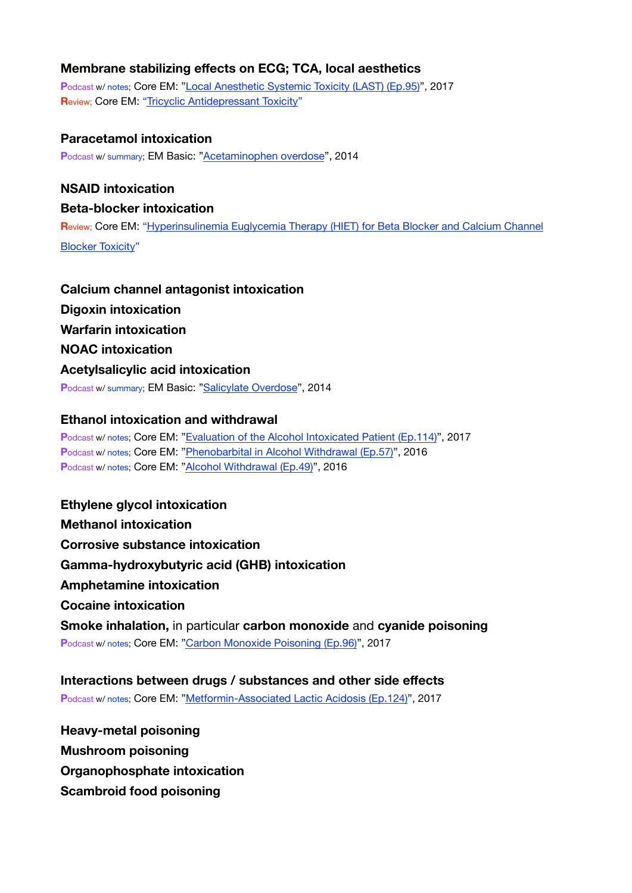**Membrane stabilizing effects on ECG; TCA, local aesthetics**

Podcast w/ notes; Core EM: "Local Anesthetic Systemic Toxicity (LAST) (Ep.95)", 2017
Review; Core EM: "Tricyclic Antidepressant Toxicity"

**Paracetamol intoxication**

Podcast w/ summary; EM Basic: "Acetaminophen overdose", 2014

**NSAID intoxication**

**Beta-blocker intoxication**

Review; Core EM: "Hyperinsulinemia Euglycemia Therapy (HIET) for Beta Blocker and Calcium Channel Blocker Toxicity"

**Calcium channel antagonist intoxication**

**Digoxin intoxication**

**Warfarin intoxication**

**NOAC intoxication**

**Acetylsalicylic acid intoxication**

Podcast w/ summary; EM Basic: "Salicylate Overdose", 2014

**Ethanol intoxication and withdrawal**

Podcast w/ notes; Core EM: "Evaluation of the Alcohol Intoxicated Patient (Ep.114)", 2017
Podcast w/ notes; Core EM: "Phenobarbital in Alcohol Withdrawal (Ep.57)", 2016
Podcast w/ notes; Core EM: "Alcohol Withdrawal (Ep.49)", 2016

**Ethylene glycol intoxication**

**Methanol intoxication**

**Corrosive substance intoxication**

**Gamma-hydroxybutyric acid (GHB) intoxication**

**Amphetamine intoxication**

**Cocaine intoxication**

**Smoke inhalation,** in particular **carbon monoxide** and **cyanide poisoning**

Podcast w/ notes; Core EM: "Carbon Monoxide Poisoning (Ep.96)", 2017

**Interactions between drugs / substances and other side effects**

Podcast w/ notes; Core EM: "Metformin-Associated Lactic Acidosis (Ep.124)", 2017

**Heavy-metal poisoning**

**Mushroom poisoning**

**Organophosphate intoxication**

**Scambroid food poisoning**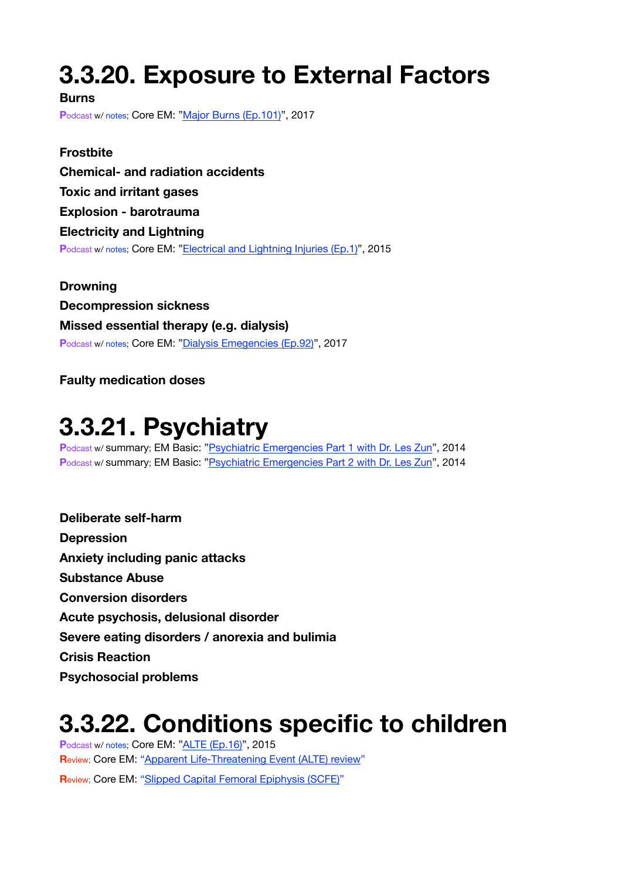# 3.3.20. Exposure to External Factors

**Burns**

Podcast w/ notes; Core EM: "Major Burns (Ep.101)", 2017

**Frostbite**

**Chemical- and radiation accidents**

**Toxic and irritant gases**

**Explosion - barotrauma**

**Electricity and Lightning**

Podcast w/ notes; Core EM: "Electrical and Lightning Injuries (Ep.1)", 2015

**Drowning**

**Decompression sickness**

**Missed essential therapy (e.g. dialysis)**

Podcast w/ notes; Core EM: "Dialysis Emegencies (Ep.92)", 2017

**Faulty medication doses**

# 3.3.21. Psychiatry

Podcast w/ summary; EM Basic: "Psychiatric Emergencies Part 1 with Dr. Les Zun", 2014
Podcast w/ summary; EM Basic: "Psychiatric Emergencies Part 2 with Dr. Les Zun", 2014

**Deliberate self-harm**

**Depression**

**Anxiety including panic attacks**

**Substance Abuse**

**Conversion disorders**

**Acute psychosis, delusional disorder**

**Severe eating disorders / anorexia and bulimia**

**Crisis Reaction**

**Psychosocial problems**

# 3.3.22. Conditions specific to children

Podcast w/ notes; Core EM: "ALTE (Ep.16)", 2015
Review; Core EM: "Apparent Life-Threatening Event (ALTE) review"
Review; Core EM: "Slipped Capital Femoral Epiphysis (SCFE)"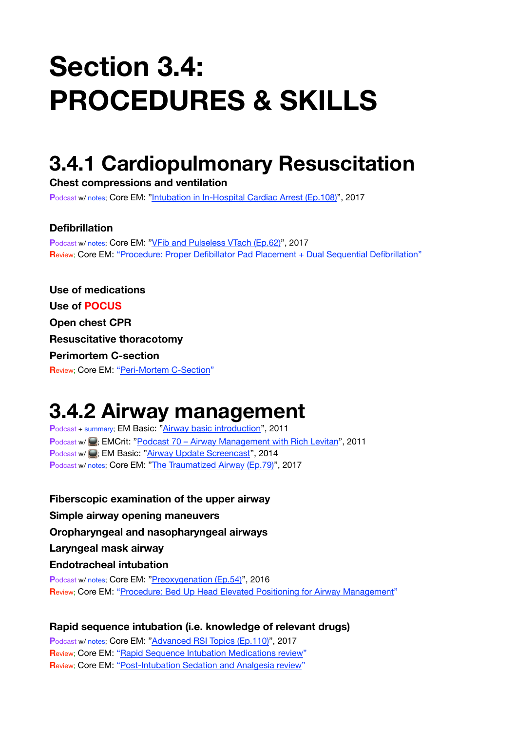# Section 3.4: PROCEDURES & SKILLS

## 3.4.1 Cardiopulmonary Resuscitation

**Chest compressions and ventilation**

Podcast w/ notes; Core EM: "Intubation in In-Hospital Cardiac Arrest (Ep.108)", 2017

**Defibrillation**

Podcast w/ notes; Core EM: "VFib and Pulseless VTach (Ep.62)", 2017
Review; Core EM: "Procedure: Proper Defibrillator Pad Placement + Dual Sequential Defibrillation"

**Use of medications**

**Use of POCUS**

**Open chest CPR**

**Resuscitative thoracotomy**

**Perimortem C-section**

Review; Core EM: "Peri-Mortem C-Section"

## 3.4.2 Airway management

Podcast + summary; EM Basic: "Airway basic introduction", 2011
Podcast w/ 💻; EMCrit: "Podcast 70 – Airway Management with Rich Levitan", 2011
Podcast w/ 💻; EM Basic: "Airway Update Screencast", 2014
Podcast w/ notes; Core EM: "The Traumatized Airway (Ep.79)", 2017

**Fiberscopic examination of the upper airway**

**Simple airway opening maneuvers**

**Oropharyngeal and nasopharyngeal airways**

**Laryngeal mask airway**

**Endotracheal intubation**

Podcast w/ notes; Core EM: "Preoxygenation (Ep.54)", 2016
Review; Core EM: "Procedure: Bed Up Head Elevated Positioning for Airway Management"

**Rapid sequence intubation (i.e. knowledge of relevant drugs)**

Podcast w/ notes; Core EM: "Advanced RSI Topics (Ep.110)", 2017
Review; Core EM: "Rapid Sequence Intubation Medications review"
Review; Core EM: "Post-Intubation Sedation and Analgesia review"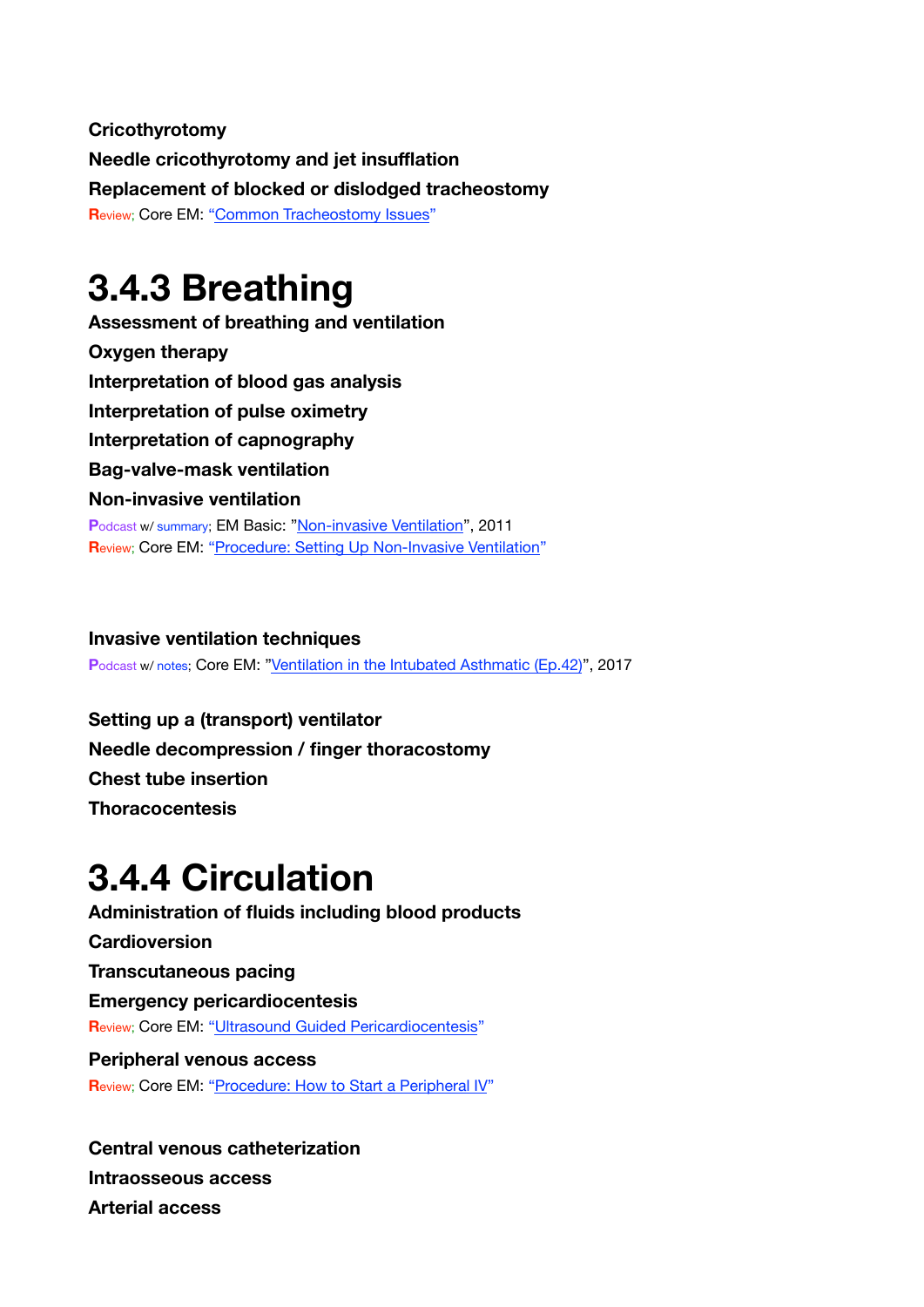**Cricothyrotomy**

**Needle cricothyrotomy and jet insufflation**

**Replacement of blocked or dislodged tracheostomy**

Review; Core EM: "Common Tracheostomy Issues"

# 3.4.3 Breathing

**Assessment of breathing and ventilation**

**Oxygen therapy**

**Interpretation of blood gas analysis**

**Interpretation of pulse oximetry**

**Interpretation of capnography**

**Bag-valve-mask ventilation**

**Non-invasive ventilation**

Podcast w/ summary; EM Basic: "Non-invasive Ventilation", 2011

Review; Core EM: "Procedure: Setting Up Non-Invasive Ventilation"

**Invasive ventilation techniques**

Podcast w/ notes; Core EM: "Ventilation in the Intubated Asthmatic (Ep.42)", 2017

**Setting up a (transport) ventilator**

**Needle decompression / finger thoracostomy**

**Chest tube insertion**

**Thoracocentesis**

# 3.4.4 Circulation

**Administration of fluids including blood products**

**Cardioversion**

**Transcutaneous pacing**

**Emergency pericardiocentesis**

Review; Core EM: "Ultrasound Guided Pericardiocentesis"

**Peripheral venous access**

Review; Core EM: "Procedure: How to Start a Peripheral IV"

**Central venous catheterization**

**Intraosseous access**

**Arterial access**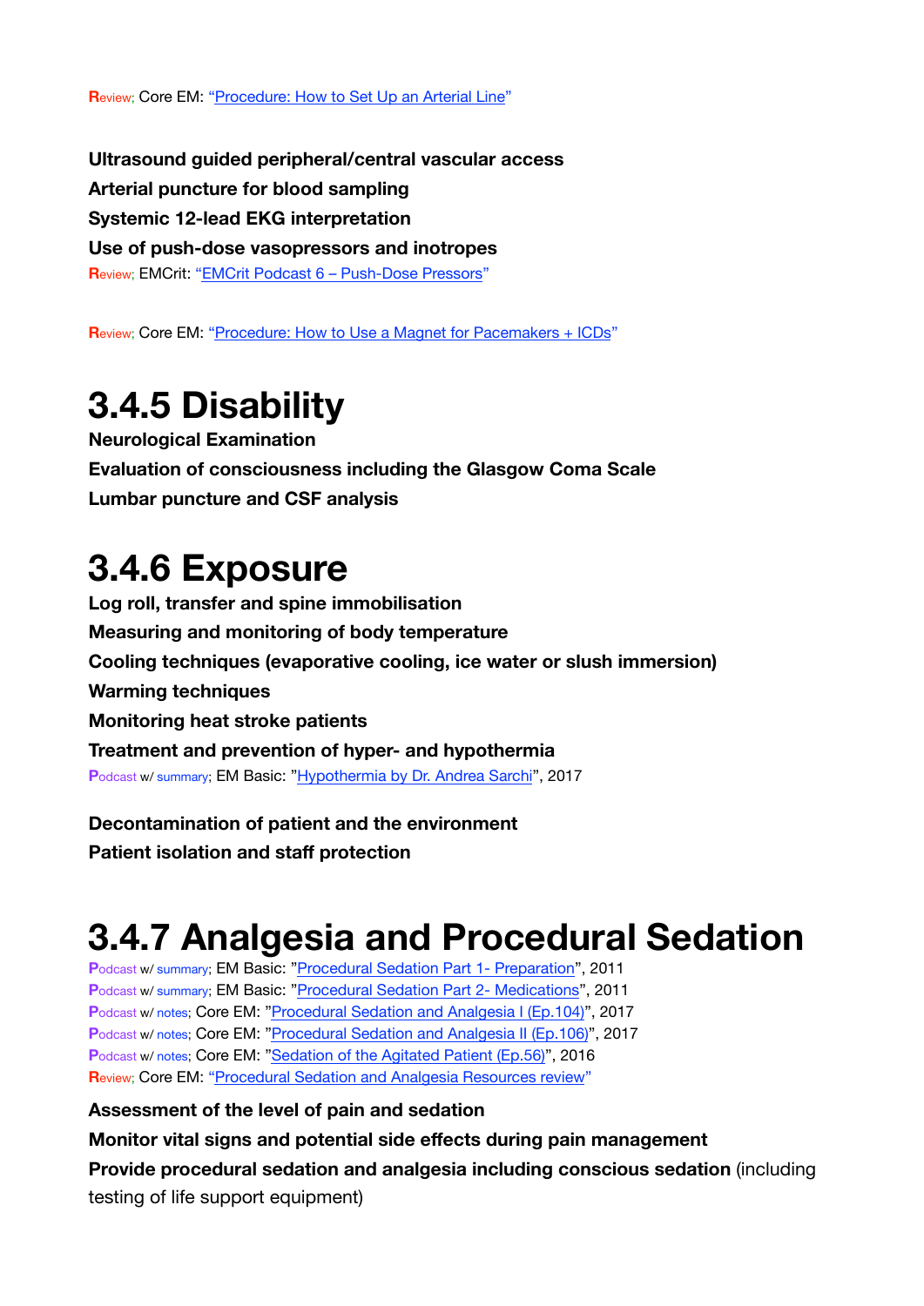Review; Core EM: "[Procedure: How to Set Up an Arterial Line]"

**Ultrasound guided peripheral/central vascular access**

**Arterial puncture for blood sampling**

**Systemic 12-lead EKG interpretation**

**Use of push-dose vasopressors and inotropes**

Review; EMCrit: "[EMCrit Podcast 6 – Push-Dose Pressors]"

Review; Core EM: "[Procedure: How to Use a Magnet for Pacemakers + ICDs]"

# 3.4.5 Disability

**Neurological Examination**

**Evaluation of consciousness including the Glasgow Coma Scale**

**Lumbar puncture and CSF analysis**

# 3.4.6 Exposure

**Log roll, transfer and spine immobilisation**

**Measuring and monitoring of body temperature**

**Cooling techniques (evaporative cooling, ice water or slush immersion)**

**Warming techniques**

**Monitoring heat stroke patients**

**Treatment and prevention of hyper- and hypothermia**

Podcast w/ summary; EM Basic: "[Hypothermia by Dr. Andrea Sarchi]", 2017

**Decontamination of patient and the environment**

**Patient isolation and staff protection**

# 3.4.7 Analgesia and Procedural Sedation

Podcast w/ summary; EM Basic: "[Procedural Sedation Part 1- Preparation]", 2011

Podcast w/ summary; EM Basic: "[Procedural Sedation Part 2- Medications]", 2011

Podcast w/ notes; Core EM: "[Procedural Sedation and Analgesia I (Ep.104)]", 2017

Podcast w/ notes; Core EM: "[Procedural Sedation and Analgesia II (Ep.106)]", 2017

Podcast w/ notes; Core EM: "[Sedation of the Agitated Patient (Ep.56)]", 2016

Review; Core EM: "[Procedural Sedation and Analgesia Resources review]"

**Assessment of the level of pain and sedation**

**Monitor vital signs and potential side effects during pain management**

**Provide procedural sedation and analgesia including conscious sedation** (including testing of life support equipment)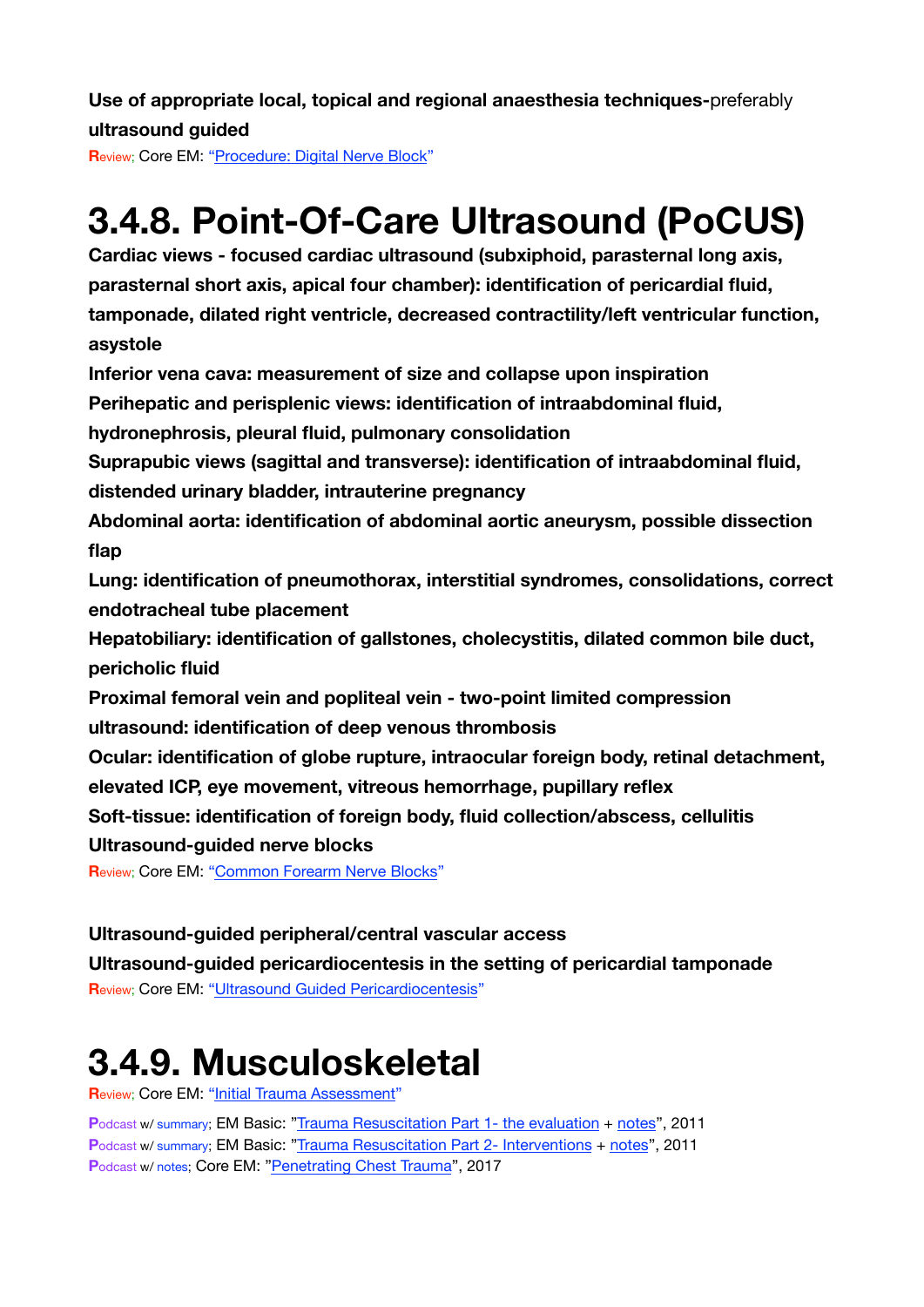**Use of appropriate local, topical and regional anaesthesia techniques-**preferably **ultrasound guided**

Review; Core EM: "Procedure: Digital Nerve Block"

# 3.4.8. Point-Of-Care Ultrasound (PoCUS)

**Cardiac views - focused cardiac ultrasound (subxiphoid, parasternal long axis, parasternal short axis, apical four chamber): identification of pericardial fluid, tamponade, dilated right ventricle, decreased contractility/left ventricular function, asystole**

**Inferior vena cava: measurement of size and collapse upon inspiration**

**Perihepatic and perisplenic views: identification of intraabdominal fluid, hydronephrosis, pleural fluid, pulmonary consolidation**

**Suprapubic views (sagittal and transverse): identification of intraabdominal fluid, distended urinary bladder, intrauterine pregnancy**

**Abdominal aorta: identification of abdominal aortic aneurysm, possible dissection flap**

**Lung: identification of pneumothorax, interstitial syndromes, consolidations, correct endotracheal tube placement**

**Hepatobiliary: identification of gallstones, cholecystitis, dilated common bile duct, pericholic fluid**

**Proximal femoral vein and popliteal vein - two-point limited compression ultrasound: identification of deep venous thrombosis**

**Ocular: identification of globe rupture, intraocular foreign body, retinal detachment, elevated ICP, eye movement, vitreous hemorrhage, pupillary reflex**

**Soft-tissue: identification of foreign body, fluid collection/abscess, cellulitis**

**Ultrasound-guided nerve blocks**

Review; Core EM: "Common Forearm Nerve Blocks"

**Ultrasound-guided peripheral/central vascular access**

**Ultrasound-guided pericardiocentesis in the setting of pericardial tamponade**

Review; Core EM: "Ultrasound Guided Pericardiocentesis"

# 3.4.9. Musculoskeletal

Review; Core EM: "Initial Trauma Assessment"

Podcast w/ summary; EM Basic: "Trauma Resuscitation Part 1- the evaluation + notes", 2011

Podcast w/ summary; EM Basic: "Trauma Resuscitation Part 2- Interventions + notes", 2011

Podcast w/ notes; Core EM: "Penetrating Chest Trauma", 2017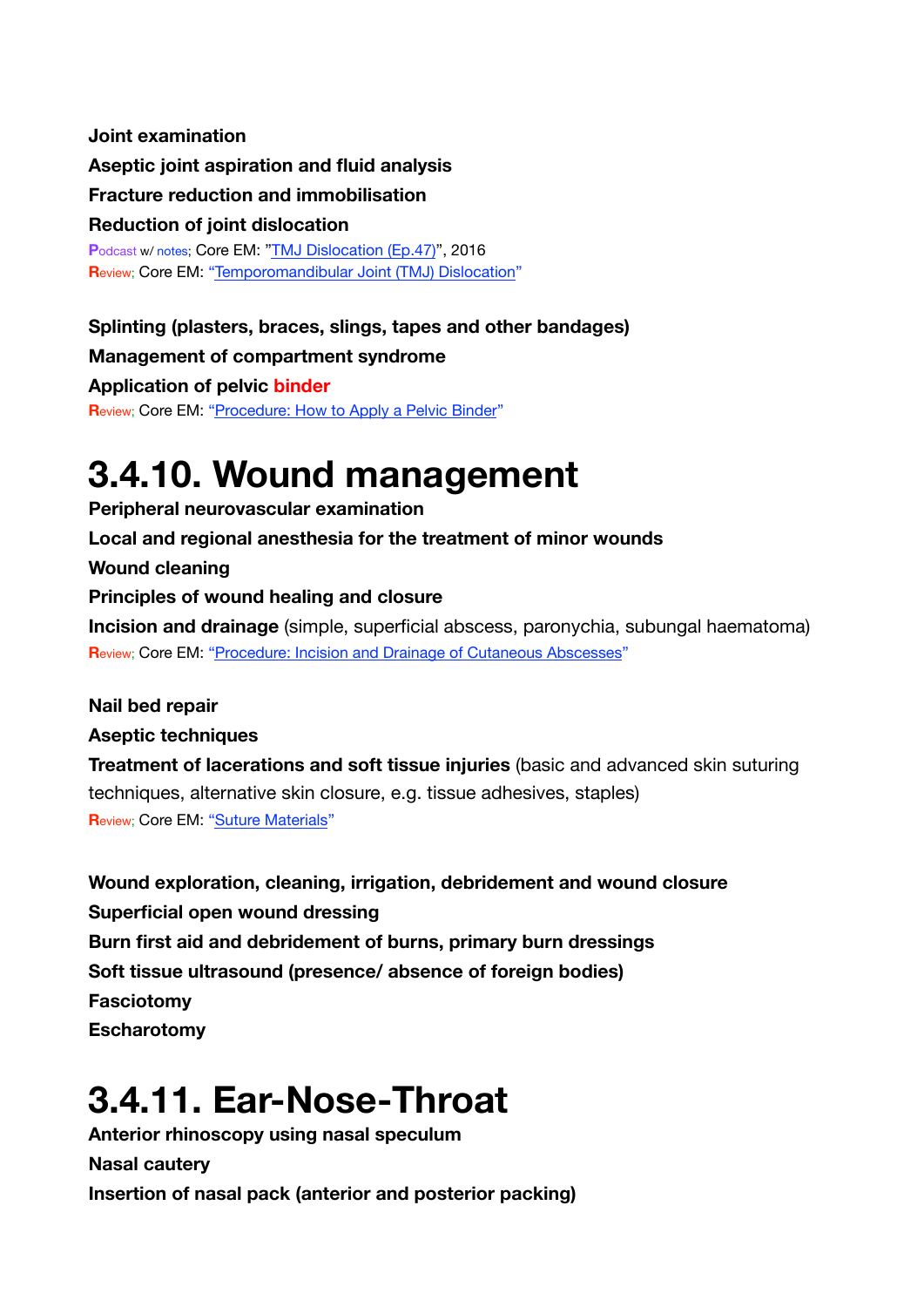**Joint examination**

**Aseptic joint aspiration and fluid analysis**

**Fracture reduction and immobilisation**

**Reduction of joint dislocation**

Podcast w/ notes; Core EM: "TMJ Dislocation (Ep.47)", 2016

Review; Core EM: "Temporomandibular Joint (TMJ) Dislocation"

**Splinting (plasters, braces, slings, tapes and other bandages)**

**Management of compartment syndrome**

**Application of pelvic binder**

Review; Core EM: "Procedure: How to Apply a Pelvic Binder"

# 3.4.10. Wound management

**Peripheral neurovascular examination**

**Local and regional anesthesia for the treatment of minor wounds**

**Wound cleaning**

**Principles of wound healing and closure**

**Incision and drainage** (simple, superficial abscess, paronychia, subungal haematoma)

Review; Core EM: "Procedure: Incision and Drainage of Cutaneous Abscesses"

**Nail bed repair**

**Aseptic techniques**

**Treatment of lacerations and soft tissue injuries** (basic and advanced skin suturing techniques, alternative skin closure, e.g. tissue adhesives, staples)

Review; Core EM: "Suture Materials"

**Wound exploration, cleaning, irrigation, debridement and wound closure**

**Superficial open wound dressing**

**Burn first aid and debridement of burns, primary burn dressings**

**Soft tissue ultrasound (presence/ absence of foreign bodies)**

**Fasciotomy**

**Escharotomy**

# 3.4.11. Ear-Nose-Throat

**Anterior rhinoscopy using nasal speculum**

**Nasal cautery**

**Insertion of nasal pack (anterior and posterior packing)**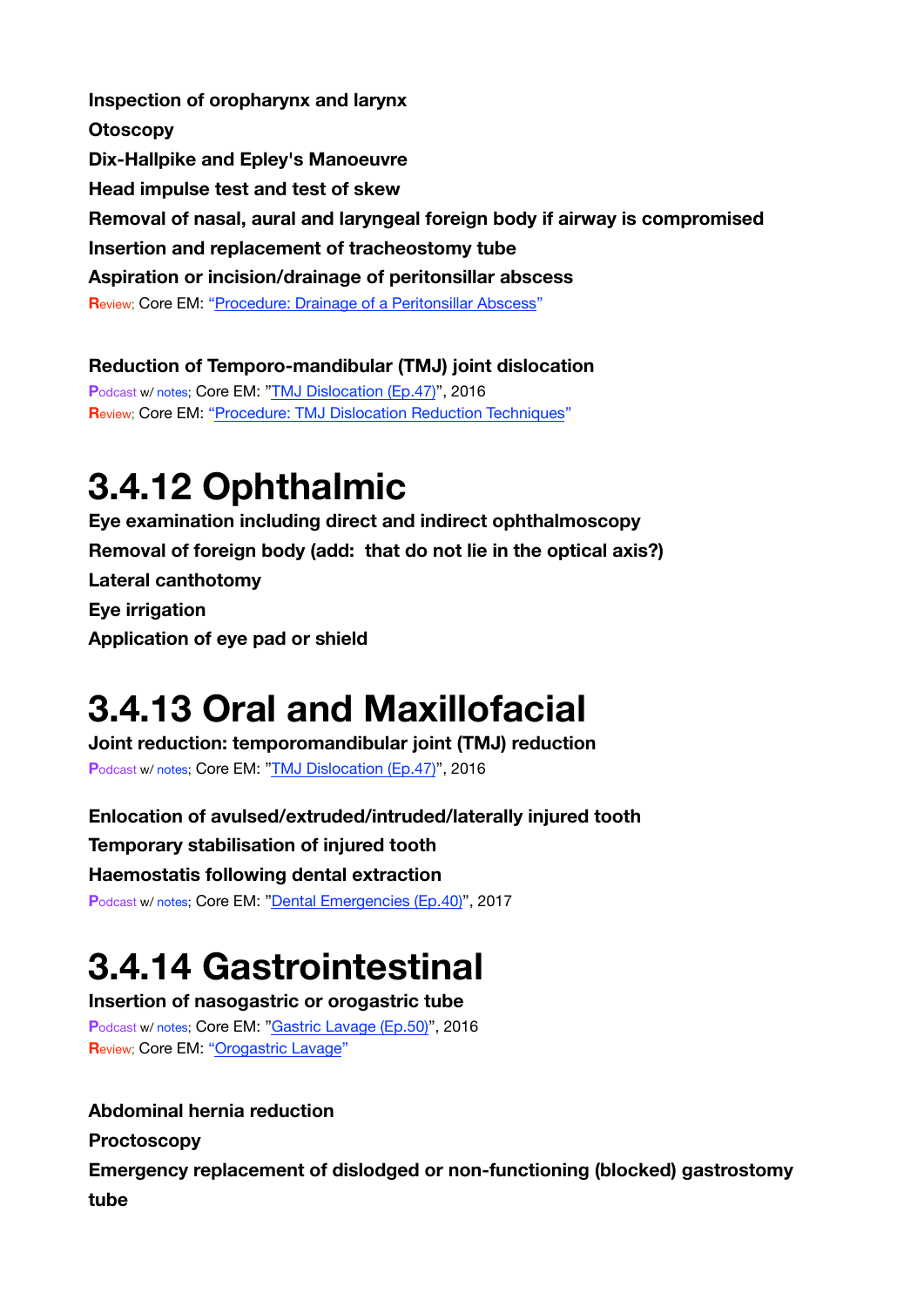**Inspection of oropharynx and larynx**

**Otoscopy**

**Dix-Hallpike and Epley's Manoeuvre**

**Head impulse test and test of skew**

**Removal of nasal, aural and laryngeal foreign body if airway is compromised**

**Insertion and replacement of tracheostomy tube**

**Aspiration or incision/drainage of peritonsillar abscess**

Review; Core EM: "Procedure: Drainage of a Peritonsillar Abscess"

**Reduction of Temporo-mandibular (TMJ) joint dislocation**

Podcast w/ notes; Core EM: "TMJ Dislocation (Ep.47)", 2016
Review; Core EM: "Procedure: TMJ Dislocation Reduction Techniques"

# 3.4.12 Ophthalmic

**Eye examination including direct and indirect ophthalmoscopy**

**Removal of foreign body (add: that do not lie in the optical axis?)**

**Lateral canthotomy**

**Eye irrigation**

**Application of eye pad or shield**

# 3.4.13 Oral and Maxillofacial

**Joint reduction: temporomandibular joint (TMJ) reduction**

Podcast w/ notes; Core EM: "TMJ Dislocation (Ep.47)", 2016

**Enlocation of avulsed/extruded/intruded/laterally injured tooth**

**Temporary stabilisation of injured tooth**

**Haemostatis following dental extraction**

Podcast w/ notes; Core EM: "Dental Emergencies (Ep.40)", 2017

# 3.4.14 Gastrointestinal

**Insertion of nasogastric or orogastric tube**

Podcast w/ notes; Core EM: "Gastric Lavage (Ep.50)", 2016
Review; Core EM: "Orogastric Lavage"

**Abdominal hernia reduction**

**Proctoscopy**

**Emergency replacement of dislodged or non-functioning (blocked) gastrostomy tube**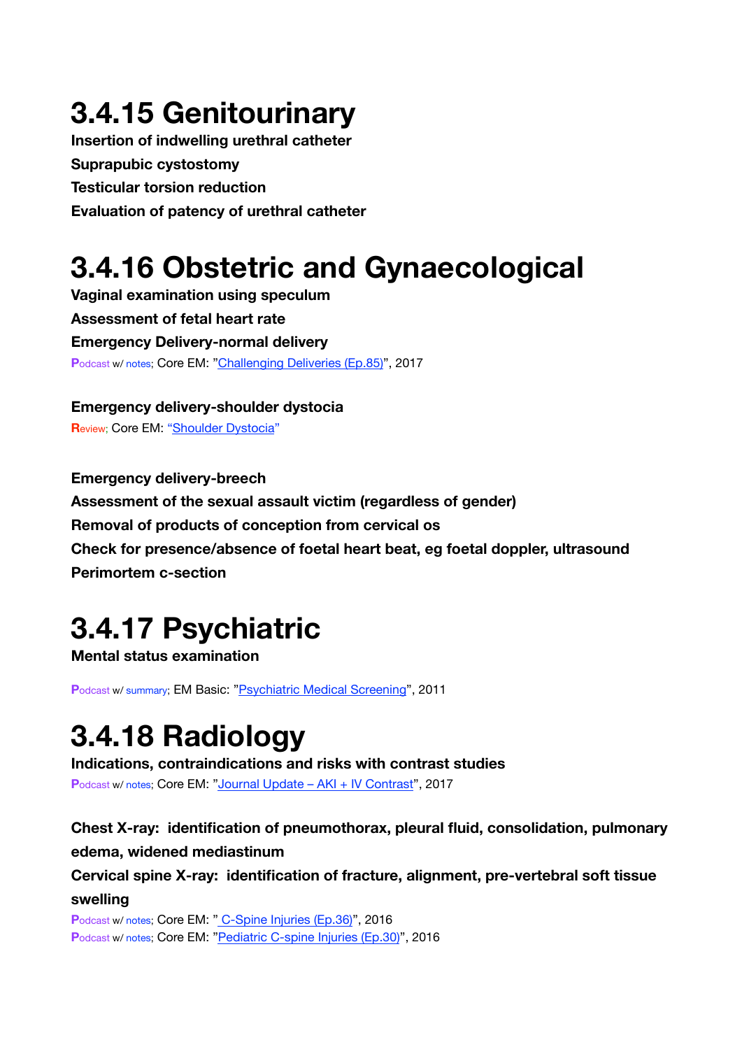# 3.4.15 Genitourinary

**Insertion of indwelling urethral catheter**

**Suprapubic cystostomy**

**Testicular torsion reduction**

**Evaluation of patency of urethral catheter**

# 3.4.16 Obstetric and Gynaecological

**Vaginal examination using speculum**

**Assessment of fetal heart rate**

**Emergency Delivery-normal delivery**

Podcast w/ notes; Core EM: "Challenging Deliveries (Ep.85)", 2017

**Emergency delivery-shoulder dystocia**

Review; Core EM: "Shoulder Dystocia"

**Emergency delivery-breech**

**Assessment of the sexual assault victim (regardless of gender)**

**Removal of products of conception from cervical os**

**Check for presence/absence of foetal heart beat, eg foetal doppler, ultrasound**

**Perimortem c-section**

# 3.4.17 Psychiatric

**Mental status examination**

Podcast w/ summary; EM Basic: "Psychiatric Medical Screening", 2011

# 3.4.18 Radiology

**Indications, contraindications and risks with contrast studies**

Podcast w/ notes; Core EM: "Journal Update – AKI + IV Contrast", 2017

**Chest X-ray: identification of pneumothorax, pleural fluid, consolidation, pulmonary edema, widened mediastinum**

**Cervical spine X-ray: identification of fracture, alignment, pre-vertebral soft tissue swelling**

Podcast w/ notes; Core EM: " C-Spine Injuries (Ep.36)", 2016

Podcast w/ notes; Core EM: "Pediatric C-spine Injuries (Ep.30)", 2016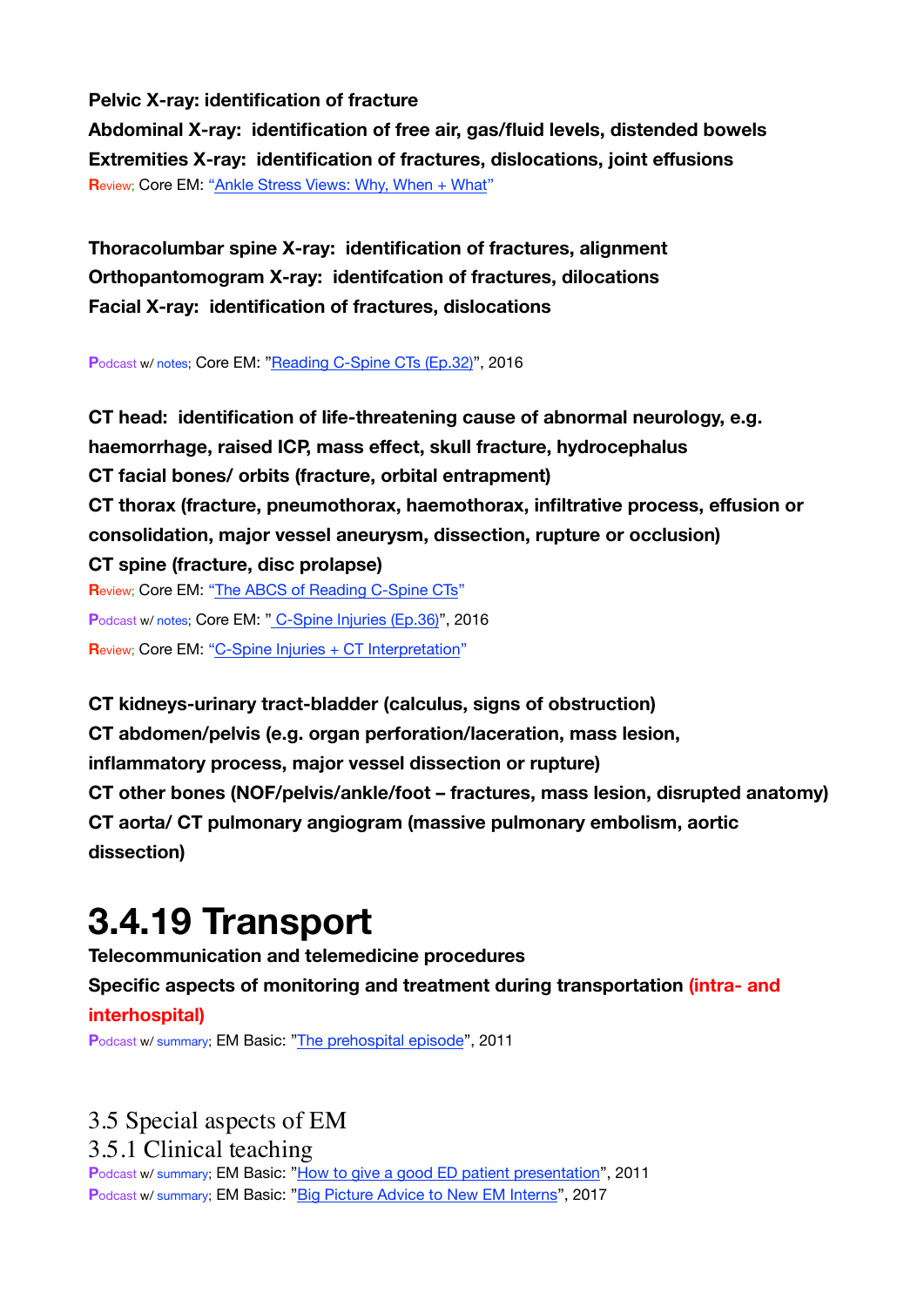**Pelvic X-ray: identification of fracture**

**Abdominal X-ray: identification of free air, gas/fluid levels, distended bowels**

**Extremities X-ray: identification of fractures, dislocations, joint effusions**

Review; Core EM: "Ankle Stress Views: Why, When + What"

**Thoracolumbar spine X-ray: identification of fractures, alignment**

**Orthopantomogram X-ray: identifcation of fractures, dilocations**

**Facial X-ray: identification of fractures, dislocations**

Podcast w/ notes; Core EM: "Reading C-Spine CTs (Ep.32)", 2016

**CT head: identification of life-threatening cause of abnormal neurology, e.g. haemorrhage, raised ICP, mass effect, skull fracture, hydrocephalus**

**CT facial bones/ orbits (fracture, orbital entrapment)**

**CT thorax (fracture, pneumothorax, haemothorax, infiltrative process, effusion or consolidation, major vessel aneurysm, dissection, rupture or occlusion)**

**CT spine (fracture, disc prolapse)**

Review; Core EM: "The ABCS of Reading C-Spine CTs"

Podcast w/ notes; Core EM: " C-Spine Injuries (Ep.36)", 2016

Review; Core EM: "C-Spine Injuries + CT Interpretation"

**CT kidneys-urinary tract-bladder (calculus, signs of obstruction)**

**CT abdomen/pelvis (e.g. organ perforation/laceration, mass lesion, inflammatory process, major vessel dissection or rupture)**

**CT other bones (NOF/pelvis/ankle/foot – fractures, mass lesion, disrupted anatomy)**

**CT aorta/ CT pulmonary angiogram (massive pulmonary embolism, aortic dissection)**

# 3.4.19 Transport

**Telecommunication and telemedicine procedures**

**Specific aspects of monitoring and treatment during transportation (intra- and interhospital)**

Podcast w/ summary; EM Basic: "The prehospital episode", 2011

## 3.5 Special aspects of EM

### 3.5.1 Clinical teaching

Podcast w/ summary; EM Basic: "How to give a good ED patient presentation", 2011

Podcast w/ summary; EM Basic: "Big Picture Advice to New EM Interns", 2017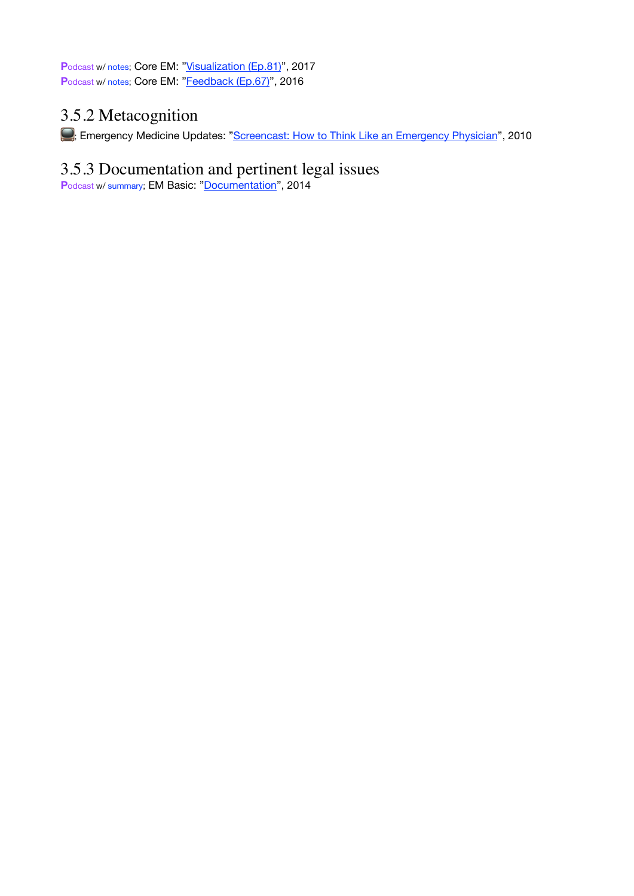Podcast w/ notes; Core EM: "Visualization (Ep.81)", 2017
Podcast w/ notes; Core EM: "Feedback (Ep.67)", 2016

### 3.5.2 Metacognition

📺; Emergency Medicine Updates: "Screencast: How to Think Like an Emergency Physician", 2010

### 3.5.3 Documentation and pertinent legal issues

Podcast w/ summary; EM Basic: "Documentation", 2014